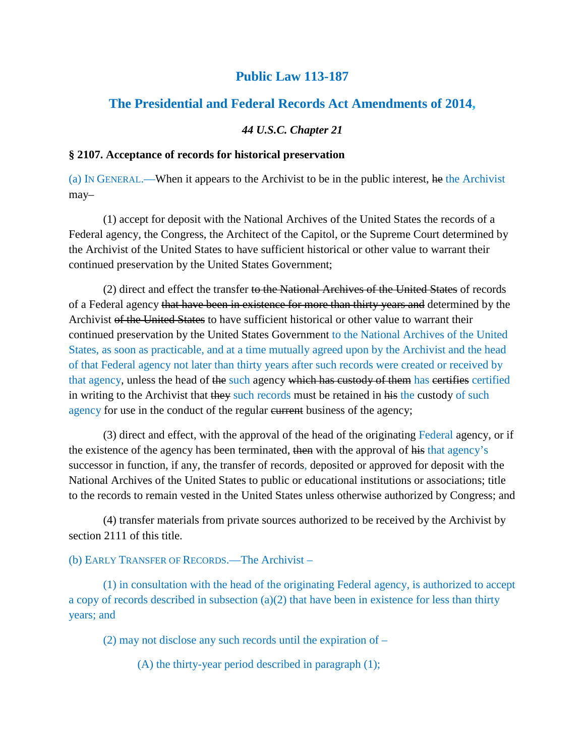# Public Law 113-187

## The Presidential and Federal Records Act Amendments of 2014,

***44 U.S.C. Chapter 21***

**§ 2107. Acceptance of records for historical preservation**

(a) IN GENERAL.—When it appears to the Archivist to be in the public interest, ~~he~~ the Archivist may–

(1) accept for deposit with the National Archives of the United States the records of a Federal agency, the Congress, the Architect of the Capitol, or the Supreme Court determined by the Archivist of the United States to have sufficient historical or other value to warrant their continued preservation by the United States Government;

(2) direct and effect the transfer ~~to the National Archives of the United States~~ of records of a Federal agency ~~that have been in existence for more than thirty years and~~ determined by the Archivist ~~of the United States~~ to have sufficient historical or other value to warrant their continued preservation by the United States Government to the National Archives of the United States, as soon as practicable, and at a time mutually agreed upon by the Archivist and the head of that Federal agency not later than thirty years after such records were created or received by that agency, unless the head of ~~the~~ such agency ~~which has custody of them~~ has ~~certifies~~ certified in writing to the Archivist that ~~they~~ such records must be retained in ~~his~~ the custody of such agency for use in the conduct of the regular ~~current~~ business of the agency;

(3) direct and effect, with the approval of the head of the originating Federal agency, or if the existence of the agency has been terminated, ~~then~~ with the approval of ~~his~~ that agency's successor in function, if any, the transfer of records, deposited or approved for deposit with the National Archives of the United States to public or educational institutions or associations; title to the records to remain vested in the United States unless otherwise authorized by Congress; and

(4) transfer materials from private sources authorized to be received by the Archivist by section 2111 of this title.

(b) EARLY TRANSFER OF RECORDS.—The Archivist –

(1) in consultation with the head of the originating Federal agency, is authorized to accept a copy of records described in subsection (a)(2) that have been in existence for less than thirty years; and

(2) may not disclose any such records until the expiration of –

(A) the thirty-year period described in paragraph (1);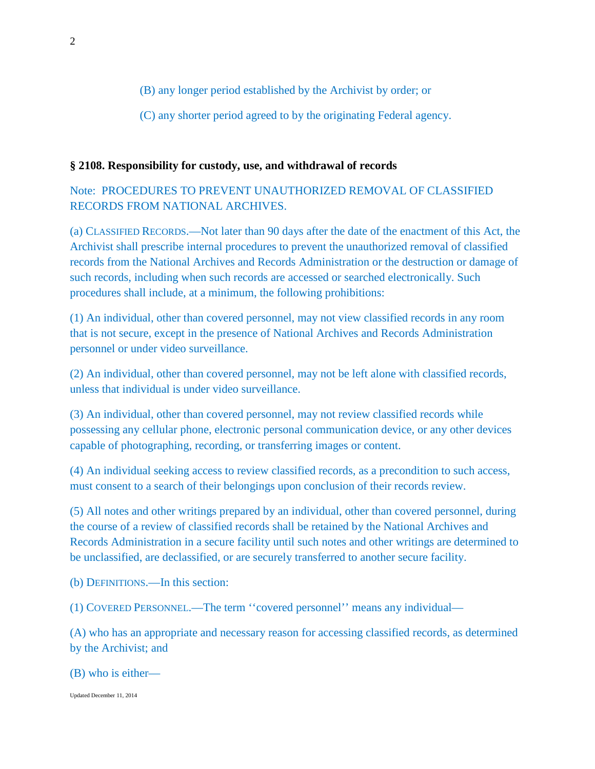(B) any longer period established by the Archivist by order; or

(C) any shorter period agreed to by the originating Federal agency.

**§ 2108. Responsibility for custody, use, and withdrawal of records**

Note: PROCEDURES TO PREVENT UNAUTHORIZED REMOVAL OF CLASSIFIED RECORDS FROM NATIONAL ARCHIVES.

(a) CLASSIFIED RECORDS.—Not later than 90 days after the date of the enactment of this Act, the Archivist shall prescribe internal procedures to prevent the unauthorized removal of classified records from the National Archives and Records Administration or the destruction or damage of such records, including when such records are accessed or searched electronically. Such procedures shall include, at a minimum, the following prohibitions:

(1) An individual, other than covered personnel, may not view classified records in any room that is not secure, except in the presence of National Archives and Records Administration personnel or under video surveillance.

(2) An individual, other than covered personnel, may not be left alone with classified records, unless that individual is under video surveillance.

(3) An individual, other than covered personnel, may not review classified records while possessing any cellular phone, electronic personal communication device, or any other devices capable of photographing, recording, or transferring images or content.

(4) An individual seeking access to review classified records, as a precondition to such access, must consent to a search of their belongings upon conclusion of their records review.

(5) All notes and other writings prepared by an individual, other than covered personnel, during the course of a review of classified records shall be retained by the National Archives and Records Administration in a secure facility until such notes and other writings are determined to be unclassified, are declassified, or are securely transferred to another secure facility.

(b) DEFINITIONS.—In this section:

(1) COVERED PERSONNEL.—The term ''covered personnel'' means any individual—

(A) who has an appropriate and necessary reason for accessing classified records, as determined by the Archivist; and

(B) who is either—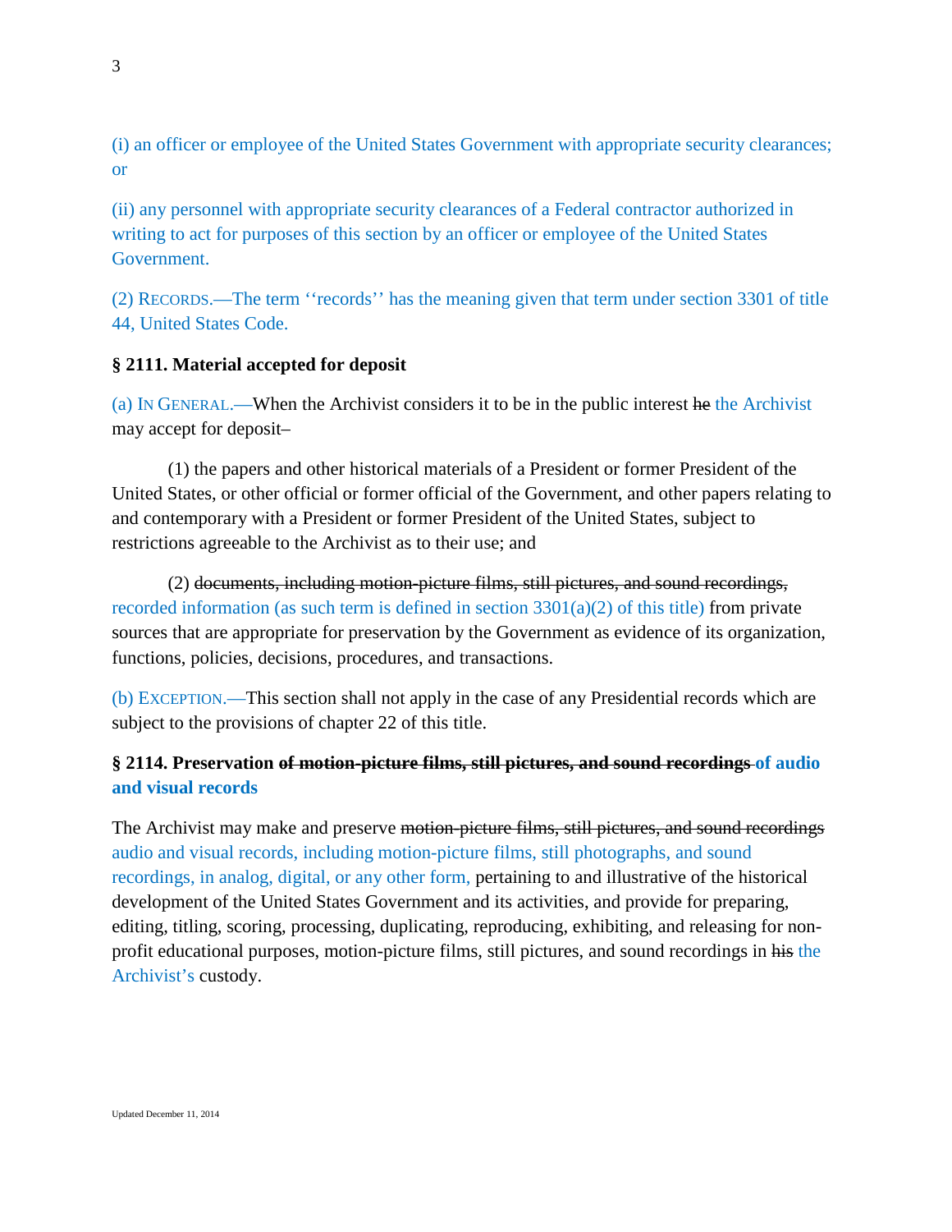(i) an officer or employee of the United States Government with appropriate security clearances; or

(ii) any personnel with appropriate security clearances of a Federal contractor authorized in writing to act for purposes of this section by an officer or employee of the United States Government.

(2) RECORDS.—The term ''records'' has the meaning given that term under section 3301 of title 44, United States Code.

**§ 2111. Material accepted for deposit**

(a) IN GENERAL.—When the Archivist considers it to be in the public interest ~~he~~ the Archivist may accept for deposit–

(1) the papers and other historical materials of a President or former President of the United States, or other official or former official of the Government, and other papers relating to and contemporary with a President or former President of the United States, subject to restrictions agreeable to the Archivist as to their use; and

(2) ~~documents, including motion-picture films, still pictures, and sound recordings,~~ recorded information (as such term is defined in section 3301(a)(2) of this title) from private sources that are appropriate for preservation by the Government as evidence of its organization, functions, policies, decisions, procedures, and transactions.

(b) EXCEPTION.—This section shall not apply in the case of any Presidential records which are subject to the provisions of chapter 22 of this title.

**§ 2114. Preservation ~~of motion-picture films, still pictures, and sound recordings~~ of audio and visual records**

The Archivist may make and preserve ~~motion-picture films, still pictures, and sound recordings~~ audio and visual records, including motion-picture films, still photographs, and sound recordings, in analog, digital, or any other form, pertaining to and illustrative of the historical development of the United States Government and its activities, and provide for preparing, editing, titling, scoring, processing, duplicating, reproducing, exhibiting, and releasing for non-profit educational purposes, motion-picture films, still pictures, and sound recordings in ~~his~~ the Archivist's custody.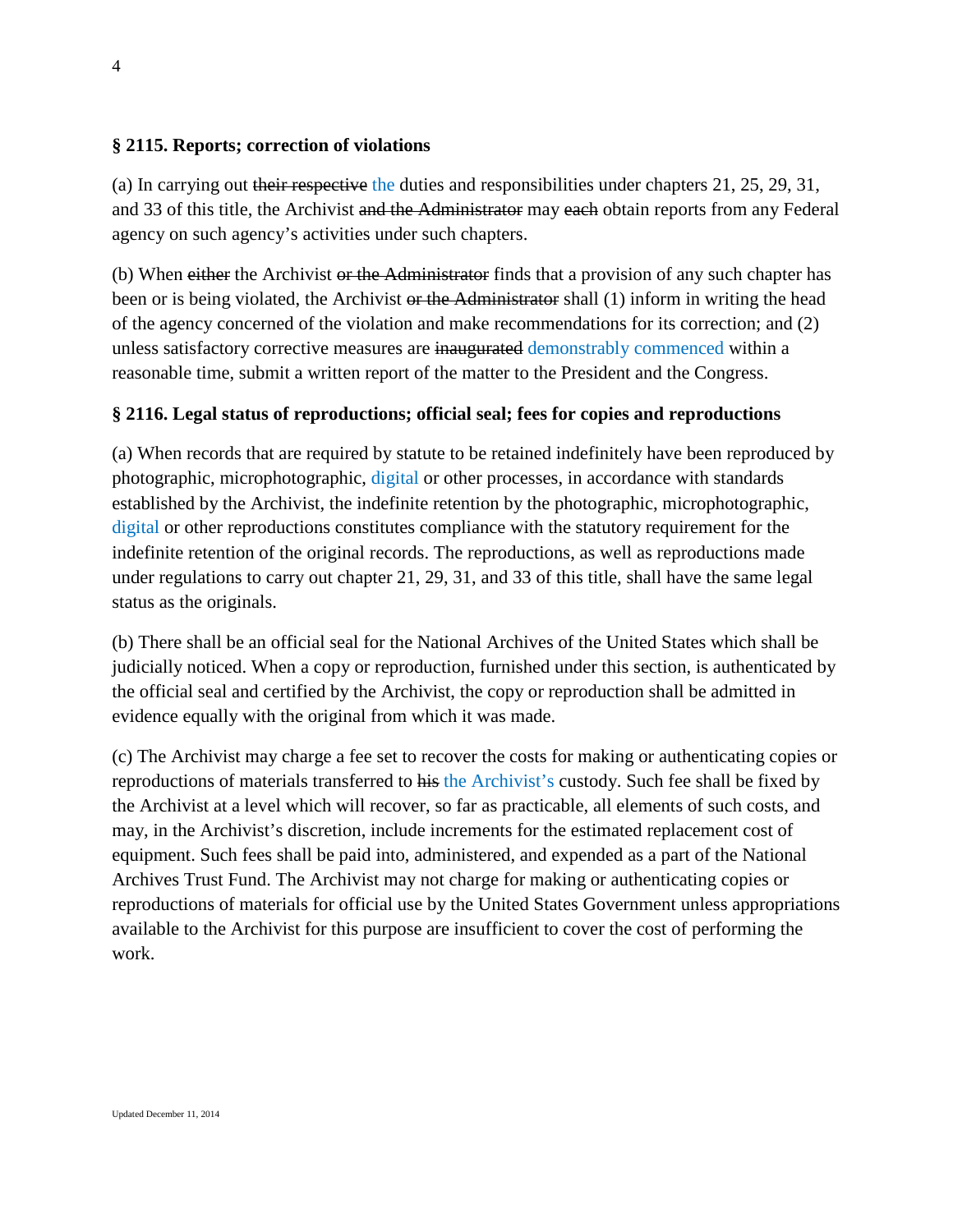### § 2115. Reports; correction of violations

(a) In carrying out ~~their respective~~ the duties and responsibilities under chapters 21, 25, 29, 31, and 33 of this title, the Archivist ~~and the Administrator~~ may ~~each~~ obtain reports from any Federal agency on such agency's activities under such chapters.

(b) When ~~either~~ the Archivist ~~or the Administrator~~ finds that a provision of any such chapter has been or is being violated, the Archivist ~~or the Administrator~~ shall (1) inform in writing the head of the agency concerned of the violation and make recommendations for its correction; and (2) unless satisfactory corrective measures are ~~inaugurated~~ demonstrably commenced within a reasonable time, submit a written report of the matter to the President and the Congress.

### § 2116. Legal status of reproductions; official seal; fees for copies and reproductions

(a) When records that are required by statute to be retained indefinitely have been reproduced by photographic, microphotographic, digital or other processes, in accordance with standards established by the Archivist, the indefinite retention by the photographic, microphotographic, digital or other reproductions constitutes compliance with the statutory requirement for the indefinite retention of the original records. The reproductions, as well as reproductions made under regulations to carry out chapter 21, 29, 31, and 33 of this title, shall have the same legal status as the originals.

(b) There shall be an official seal for the National Archives of the United States which shall be judicially noticed. When a copy or reproduction, furnished under this section, is authenticated by the official seal and certified by the Archivist, the copy or reproduction shall be admitted in evidence equally with the original from which it was made.

(c) The Archivist may charge a fee set to recover the costs for making or authenticating copies or reproductions of materials transferred to ~~his~~ the Archivist's custody. Such fee shall be fixed by the Archivist at a level which will recover, so far as practicable, all elements of such costs, and may, in the Archivist's discretion, include increments for the estimated replacement cost of equipment. Such fees shall be paid into, administered, and expended as a part of the National Archives Trust Fund. The Archivist may not charge for making or authenticating copies or reproductions of materials for official use by the United States Government unless appropriations available to the Archivist for this purpose are insufficient to cover the cost of performing the work.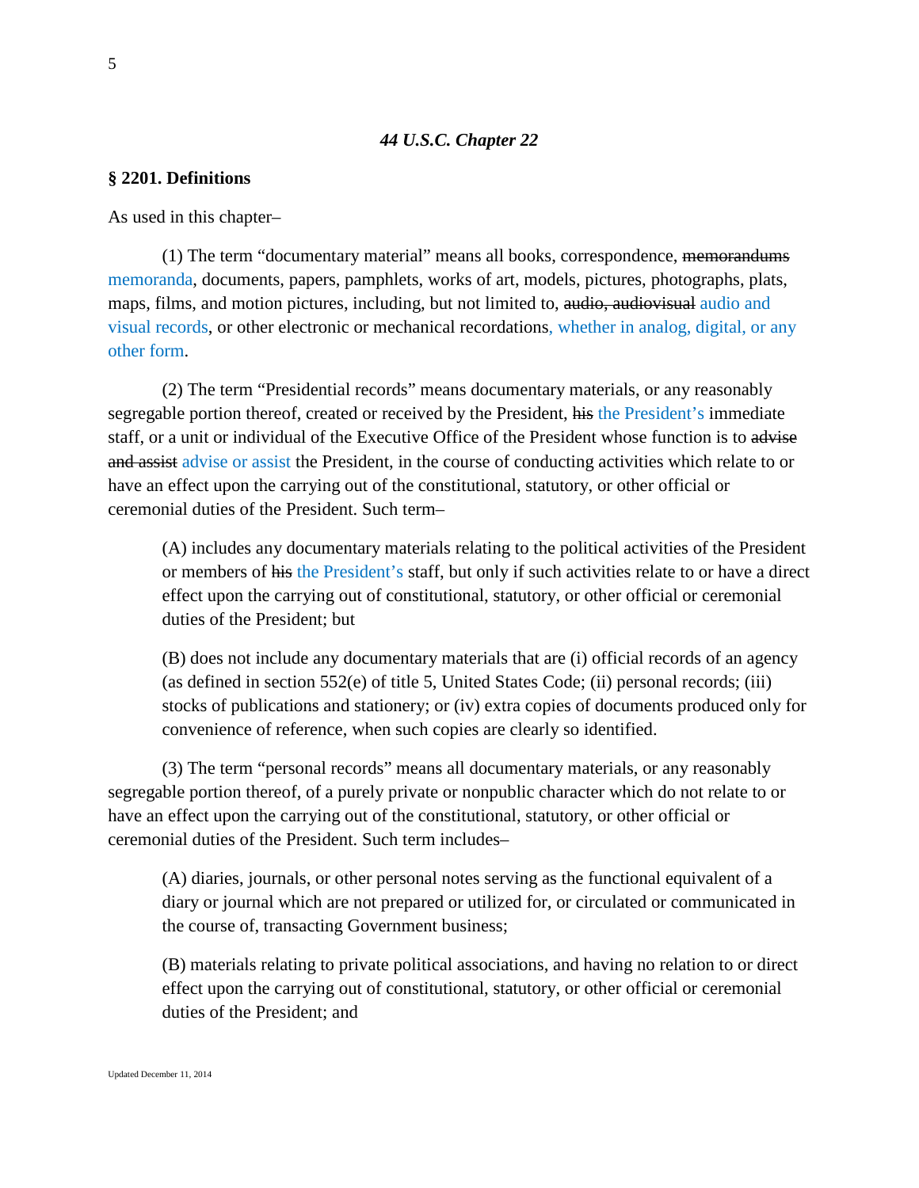### *44 U.S.C. Chapter 22*

**§ 2201. Definitions**

As used in this chapter–

(1) The term "documentary material" means all books, correspondence, ~~memorandums~~ memoranda, documents, papers, pamphlets, works of art, models, pictures, photographs, plats, maps, films, and motion pictures, including, but not limited to, ~~audio, audiovisual~~ audio and visual records, or other electronic or mechanical recordations, whether in analog, digital, or any other form.

(2) The term "Presidential records" means documentary materials, or any reasonably segregable portion thereof, created or received by the President, ~~his~~ the President's immediate staff, or a unit or individual of the Executive Office of the President whose function is to ~~advise and assist~~ advise or assist the President, in the course of conducting activities which relate to or have an effect upon the carrying out of the constitutional, statutory, or other official or ceremonial duties of the President. Such term–

> (A) includes any documentary materials relating to the political activities of the President or members of ~~his~~ the President's staff, but only if such activities relate to or have a direct effect upon the carrying out of constitutional, statutory, or other official or ceremonial duties of the President; but
>
> (B) does not include any documentary materials that are (i) official records of an agency (as defined in section 552(e) of title 5, United States Code; (ii) personal records; (iii) stocks of publications and stationery; or (iv) extra copies of documents produced only for convenience of reference, when such copies are clearly so identified.

(3) The term "personal records" means all documentary materials, or any reasonably segregable portion thereof, of a purely private or nonpublic character which do not relate to or have an effect upon the carrying out of the constitutional, statutory, or other official or ceremonial duties of the President. Such term includes–

> (A) diaries, journals, or other personal notes serving as the functional equivalent of a diary or journal which are not prepared or utilized for, or circulated or communicated in the course of, transacting Government business;
>
> (B) materials relating to private political associations, and having no relation to or direct effect upon the carrying out of constitutional, statutory, or other official or ceremonial duties of the President; and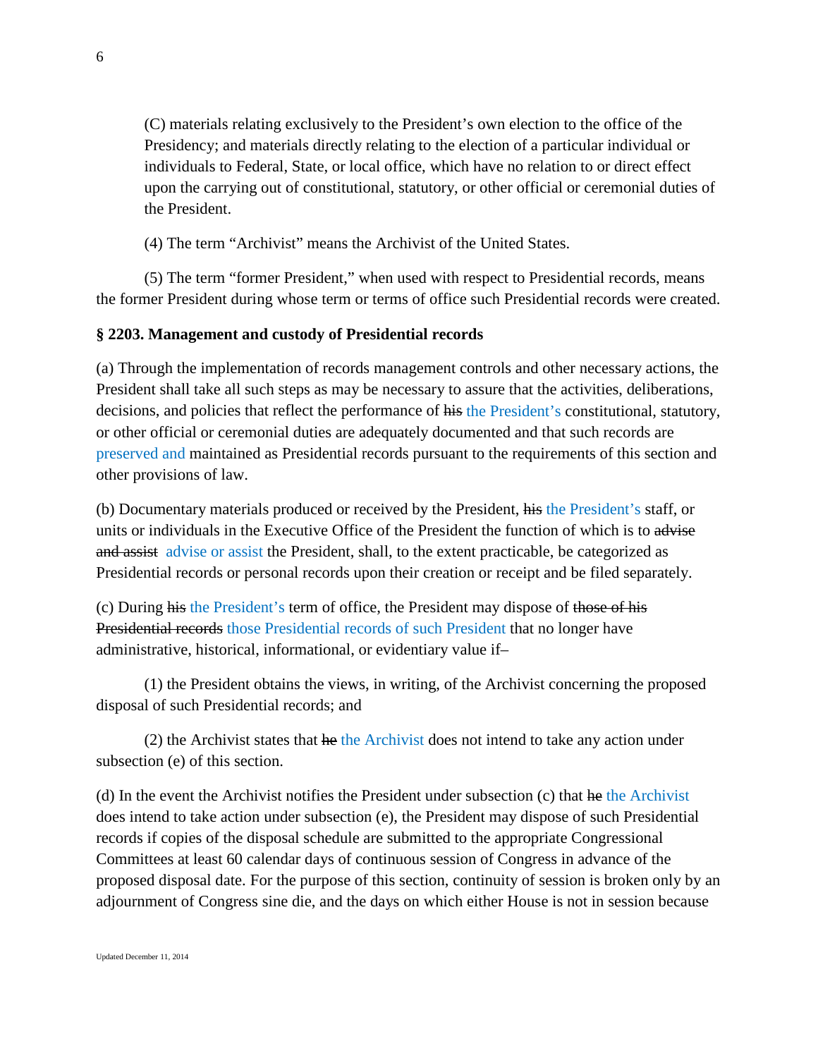(C) materials relating exclusively to the President's own election to the office of the Presidency; and materials directly relating to the election of a particular individual or individuals to Federal, State, or local office, which have no relation to or direct effect upon the carrying out of constitutional, statutory, or other official or ceremonial duties of the President.

(4) The term "Archivist" means the Archivist of the United States.

(5) The term "former President," when used with respect to Presidential records, means the former President during whose term or terms of office such Presidential records were created.

**§ 2203. Management and custody of Presidential records**

(a) Through the implementation of records management controls and other necessary actions, the President shall take all such steps as may be necessary to assure that the activities, deliberations, decisions, and policies that reflect the performance of ~~his~~ the President's constitutional, statutory, or other official or ceremonial duties are adequately documented and that such records are preserved and maintained as Presidential records pursuant to the requirements of this section and other provisions of law.

(b) Documentary materials produced or received by the President, ~~his~~ the President's staff, or units or individuals in the Executive Office of the President the function of which is to ~~advise and assist~~ advise or assist the President, shall, to the extent practicable, be categorized as Presidential records or personal records upon their creation or receipt and be filed separately.

(c) During ~~his~~ the President's term of office, the President may dispose of ~~those of his Presidential records~~ those Presidential records of such President that no longer have administrative, historical, informational, or evidentiary value if–

(1) the President obtains the views, in writing, of the Archivist concerning the proposed disposal of such Presidential records; and

(2) the Archivist states that ~~he~~ the Archivist does not intend to take any action under subsection (e) of this section.

(d) In the event the Archivist notifies the President under subsection (c) that ~~he~~ the Archivist does intend to take action under subsection (e), the President may dispose of such Presidential records if copies of the disposal schedule are submitted to the appropriate Congressional Committees at least 60 calendar days of continuous session of Congress in advance of the proposed disposal date. For the purpose of this section, continuity of session is broken only by an adjournment of Congress sine die, and the days on which either House is not in session because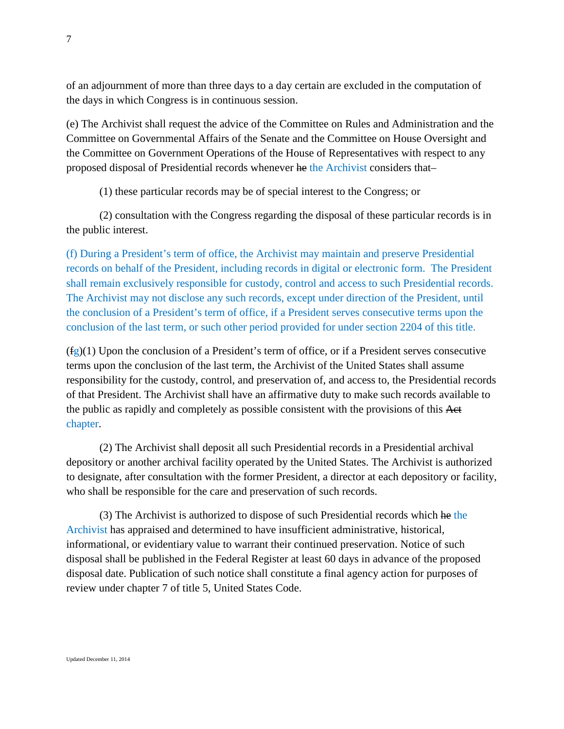of an adjournment of more than three days to a day certain are excluded in the computation of the days in which Congress is in continuous session.

(e) The Archivist shall request the advice of the Committee on Rules and Administration and the Committee on Governmental Affairs of the Senate and the Committee on House Oversight and the Committee on Government Operations of the House of Representatives with respect to any proposed disposal of Presidential records whenever ~~he~~ the Archivist considers that–

(1) these particular records may be of special interest to the Congress; or

(2) consultation with the Congress regarding the disposal of these particular records is in the public interest.

(f) During a President's term of office, the Archivist may maintain and preserve Presidential records on behalf of the President, including records in digital or electronic form. The President shall remain exclusively responsible for custody, control and access to such Presidential records. The Archivist may not disclose any such records, except under direction of the President, until the conclusion of a President's term of office, if a President serves consecutive terms upon the conclusion of the last term, or such other period provided for under section 2204 of this title.

(~~f~~g)(1) Upon the conclusion of a President's term of office, or if a President serves consecutive terms upon the conclusion of the last term, the Archivist of the United States shall assume responsibility for the custody, control, and preservation of, and access to, the Presidential records of that President. The Archivist shall have an affirmative duty to make such records available to the public as rapidly and completely as possible consistent with the provisions of this ~~Act~~ chapter.

(2) The Archivist shall deposit all such Presidential records in a Presidential archival depository or another archival facility operated by the United States. The Archivist is authorized to designate, after consultation with the former President, a director at each depository or facility, who shall be responsible for the care and preservation of such records.

(3) The Archivist is authorized to dispose of such Presidential records which ~~he~~ the Archivist has appraised and determined to have insufficient administrative, historical, informational, or evidentiary value to warrant their continued preservation. Notice of such disposal shall be published in the Federal Register at least 60 days in advance of the proposed disposal date. Publication of such notice shall constitute a final agency action for purposes of review under chapter 7 of title 5, United States Code.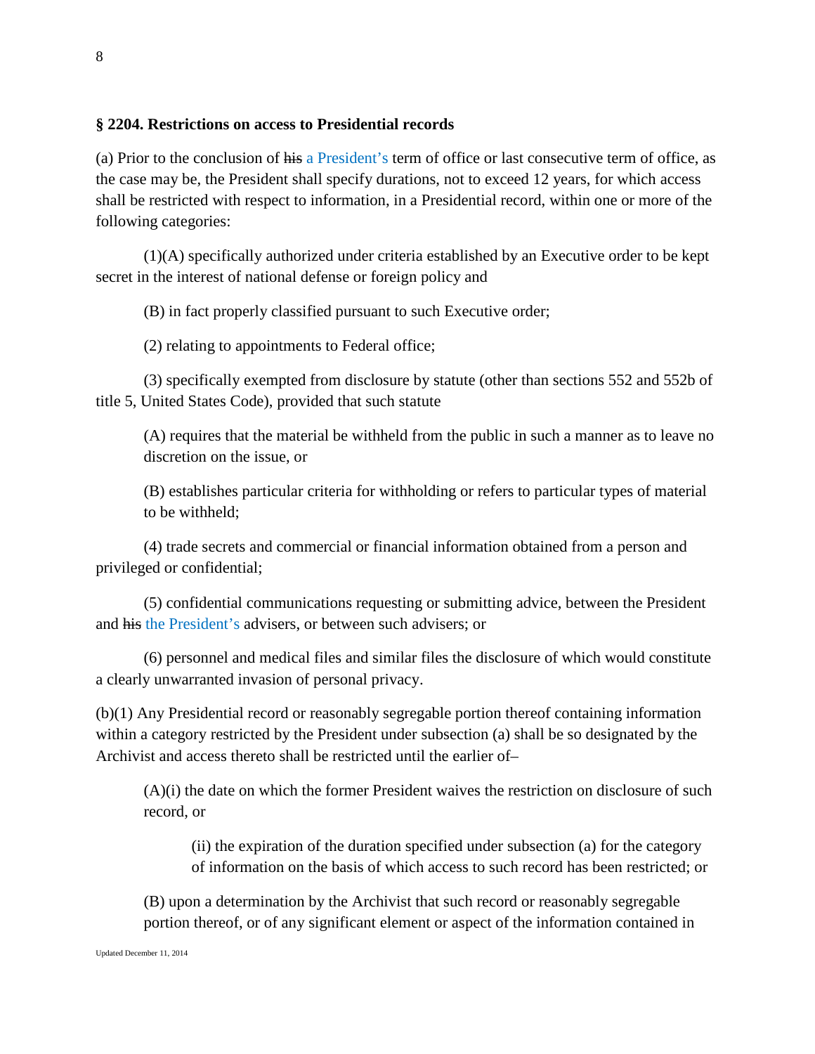**§ 2204. Restrictions on access to Presidential records**

(a) Prior to the conclusion of ~~his~~ a President's term of office or last consecutive term of office, as the case may be, the President shall specify durations, not to exceed 12 years, for which access shall be restricted with respect to information, in a Presidential record, within one or more of the following categories:

(1)(A) specifically authorized under criteria established by an Executive order to be kept secret in the interest of national defense or foreign policy and

(B) in fact properly classified pursuant to such Executive order;

(2) relating to appointments to Federal office;

(3) specifically exempted from disclosure by statute (other than sections 552 and 552b of title 5, United States Code), provided that such statute

> (A) requires that the material be withheld from the public in such a manner as to leave no discretion on the issue, or
>
> (B) establishes particular criteria for withholding or refers to particular types of material to be withheld;

(4) trade secrets and commercial or financial information obtained from a person and privileged or confidential;

(5) confidential communications requesting or submitting advice, between the President and ~~his~~ the President's advisers, or between such advisers; or

(6) personnel and medical files and similar files the disclosure of which would constitute a clearly unwarranted invasion of personal privacy.

(b)(1) Any Presidential record or reasonably segregable portion thereof containing information within a category restricted by the President under subsection (a) shall be so designated by the Archivist and access thereto shall be restricted until the earlier of–

> (A)(i) the date on which the former President waives the restriction on disclosure of such record, or
>
> > (ii) the expiration of the duration specified under subsection (a) for the category of information on the basis of which access to such record has been restricted; or
>
> (B) upon a determination by the Archivist that such record or reasonably segregable portion thereof, or of any significant element or aspect of the information contained in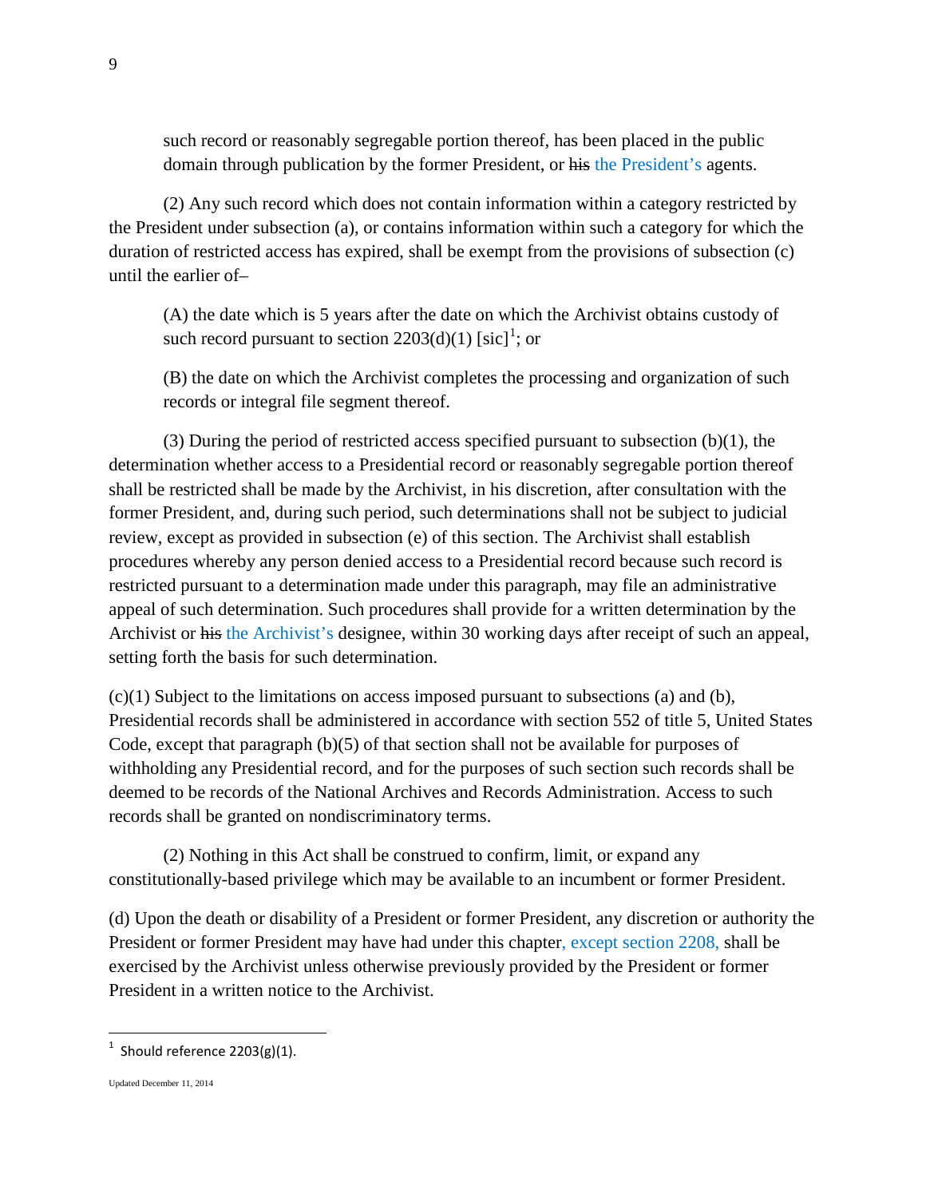such record or reasonably segregable portion thereof, has been placed in the public domain through publication by the former President, or ~~his~~ the President's agents.

(2) Any such record which does not contain information within a category restricted by the President under subsection (a), or contains information within such a category for which the duration of restricted access has expired, shall be exempt from the provisions of subsection (c) until the earlier of–

(A) the date which is 5 years after the date on which the Archivist obtains custody of such record pursuant to section 2203(d)(1) [sic][1]; or

(B) the date on which the Archivist completes the processing and organization of such records or integral file segment thereof.

(3) During the period of restricted access specified pursuant to subsection (b)(1), the determination whether access to a Presidential record or reasonably segregable portion thereof shall be restricted shall be made by the Archivist, in his discretion, after consultation with the former President, and, during such period, such determinations shall not be subject to judicial review, except as provided in subsection (e) of this section. The Archivist shall establish procedures whereby any person denied access to a Presidential record because such record is restricted pursuant to a determination made under this paragraph, may file an administrative appeal of such determination. Such procedures shall provide for a written determination by the Archivist or ~~his~~ the Archivist's designee, within 30 working days after receipt of such an appeal, setting forth the basis for such determination.

(c)(1) Subject to the limitations on access imposed pursuant to subsections (a) and (b), Presidential records shall be administered in accordance with section 552 of title 5, United States Code, except that paragraph (b)(5) of that section shall not be available for purposes of withholding any Presidential record, and for the purposes of such section such records shall be deemed to be records of the National Archives and Records Administration. Access to such records shall be granted on nondiscriminatory terms.

(2) Nothing in this Act shall be construed to confirm, limit, or expand any constitutionally-based privilege which may be available to an incumbent or former President.

(d) Upon the death or disability of a President or former President, any discretion or authority the President or former President may have had under this chapter, except section 2208, shall be exercised by the Archivist unless otherwise previously provided by the President or former President in a written notice to the Archivist.

[1] Should reference 2203(g)(1).

Updated December 11, 2014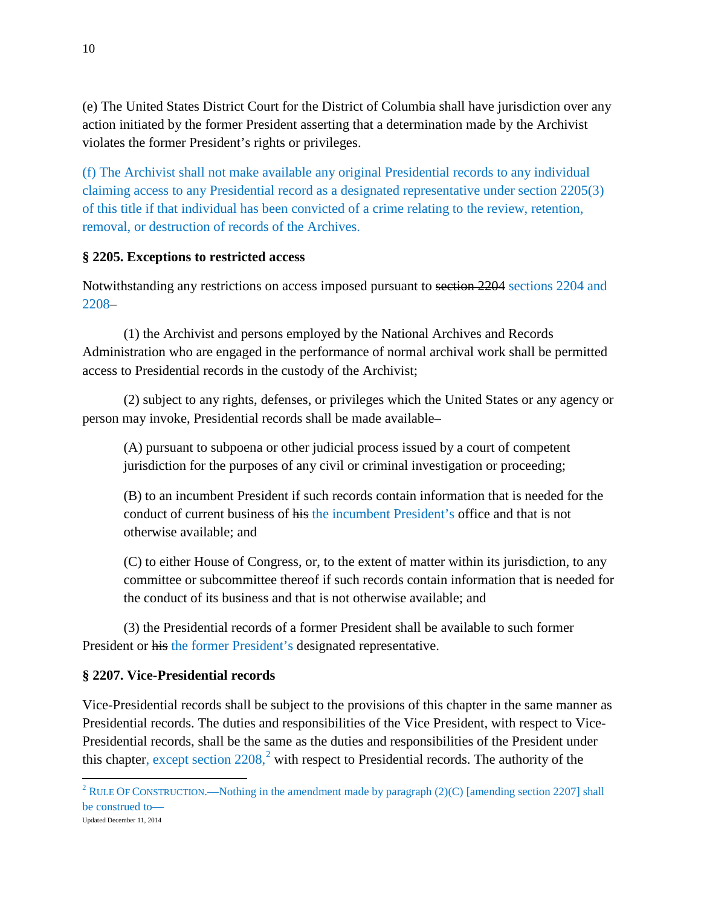(e) The United States District Court for the District of Columbia shall have jurisdiction over any action initiated by the former President asserting that a determination made by the Archivist violates the former President's rights or privileges.

(f) The Archivist shall not make available any original Presidential records to any individual claiming access to any Presidential record as a designated representative under section 2205(3) of this title if that individual has been convicted of a crime relating to the review, retention, removal, or destruction of records of the Archives.

**§ 2205. Exceptions to restricted access**

Notwithstanding any restrictions on access imposed pursuant to ~~section 2204~~ sections 2204 and 2208–

(1) the Archivist and persons employed by the National Archives and Records Administration who are engaged in the performance of normal archival work shall be permitted access to Presidential records in the custody of the Archivist;

(2) subject to any rights, defenses, or privileges which the United States or any agency or person may invoke, Presidential records shall be made available–

(A) pursuant to subpoena or other judicial process issued by a court of competent jurisdiction for the purposes of any civil or criminal investigation or proceeding;

(B) to an incumbent President if such records contain information that is needed for the conduct of current business of ~~his~~ the incumbent President's office and that is not otherwise available; and

(C) to either House of Congress, or, to the extent of matter within its jurisdiction, to any committee or subcommittee thereof if such records contain information that is needed for the conduct of its business and that is not otherwise available; and

(3) the Presidential records of a former President shall be available to such former President or ~~his~~ the former President's designated representative.

**§ 2207. Vice-Presidential records**

Vice-Presidential records shall be subject to the provisions of this chapter in the same manner as Presidential records. The duties and responsibilities of the Vice President, with respect to Vice-Presidential records, shall be the same as the duties and responsibilities of the President under this chapter, except section 2208,[2] with respect to Presidential records. The authority of the

[2] RULE OF CONSTRUCTION.—Nothing in the amendment made by paragraph (2)(C) [amending section 2207] shall be construed to—

Updated December 11, 2014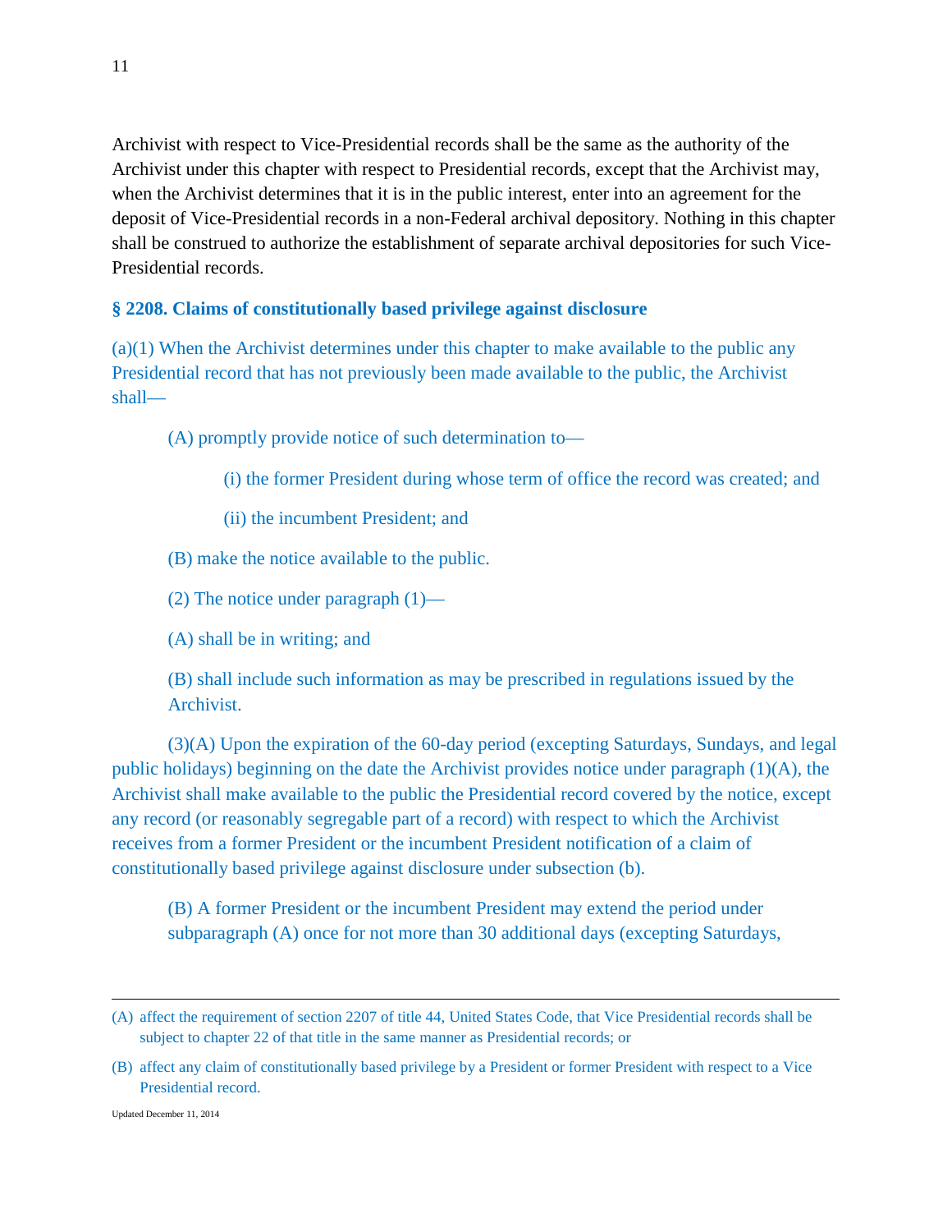Archivist with respect to Vice-Presidential records shall be the same as the authority of the Archivist under this chapter with respect to Presidential records, except that the Archivist may, when the Archivist determines that it is in the public interest, enter into an agreement for the deposit of Vice-Presidential records in a non-Federal archival depository. Nothing in this chapter shall be construed to authorize the establishment of separate archival depositories for such Vice-Presidential records.

### § 2208. Claims of constitutionally based privilege against disclosure

(a)(1) When the Archivist determines under this chapter to make available to the public any Presidential record that has not previously been made available to the public, the Archivist shall—

(A) promptly provide notice of such determination to—

(i) the former President during whose term of office the record was created; and

(ii) the incumbent President; and

(B) make the notice available to the public.

(2) The notice under paragraph (1)—

(A) shall be in writing; and

(B) shall include such information as may be prescribed in regulations issued by the Archivist.

(3)(A) Upon the expiration of the 60-day period (excepting Saturdays, Sundays, and legal public holidays) beginning on the date the Archivist provides notice under paragraph (1)(A), the Archivist shall make available to the public the Presidential record covered by the notice, except any record (or reasonably segregable part of a record) with respect to which the Archivist receives from a former President or the incumbent President notification of a claim of constitutionally based privilege against disclosure under subsection (b).

(B) A former President or the incumbent President may extend the period under subparagraph (A) once for not more than 30 additional days (excepting Saturdays,

---

(A) affect the requirement of section 2207 of title 44, United States Code, that Vice Presidential records shall be subject to chapter 22 of that title in the same manner as Presidential records; or

(B) affect any claim of constitutionally based privilege by a President or former President with respect to a Vice Presidential record.

Updated December 11, 2014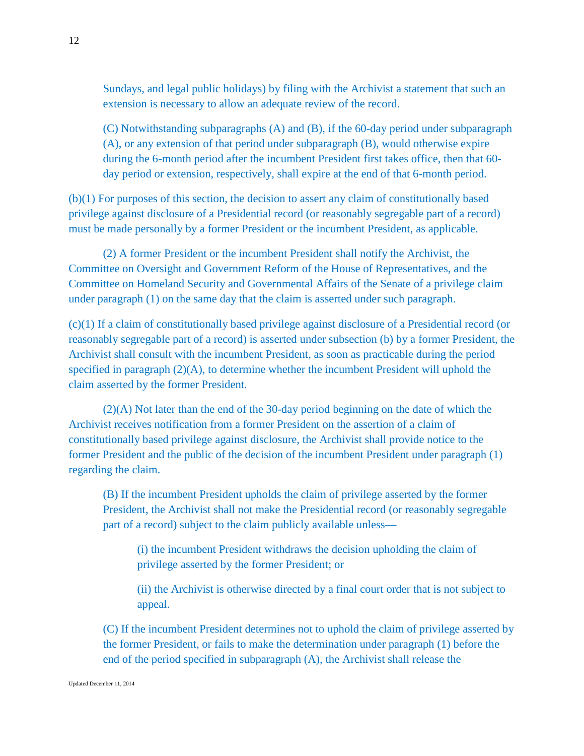Sundays, and legal public holidays) by filing with the Archivist a statement that such an extension is necessary to allow an adequate review of the record.

(C) Notwithstanding subparagraphs (A) and (B), if the 60-day period under subparagraph (A), or any extension of that period under subparagraph (B), would otherwise expire during the 6-month period after the incumbent President first takes office, then that 60-day period or extension, respectively, shall expire at the end of that 6-month period.

(b)(1) For purposes of this section, the decision to assert any claim of constitutionally based privilege against disclosure of a Presidential record (or reasonably segregable part of a record) must be made personally by a former President or the incumbent President, as applicable.

(2) A former President or the incumbent President shall notify the Archivist, the Committee on Oversight and Government Reform of the House of Representatives, and the Committee on Homeland Security and Governmental Affairs of the Senate of a privilege claim under paragraph (1) on the same day that the claim is asserted under such paragraph.

(c)(1) If a claim of constitutionally based privilege against disclosure of a Presidential record (or reasonably segregable part of a record) is asserted under subsection (b) by a former President, the Archivist shall consult with the incumbent President, as soon as practicable during the period specified in paragraph (2)(A), to determine whether the incumbent President will uphold the claim asserted by the former President.

(2)(A) Not later than the end of the 30-day period beginning on the date of which the Archivist receives notification from a former President on the assertion of a claim of constitutionally based privilege against disclosure, the Archivist shall provide notice to the former President and the public of the decision of the incumbent President under paragraph (1) regarding the claim.

(B) If the incumbent President upholds the claim of privilege asserted by the former President, the Archivist shall not make the Presidential record (or reasonably segregable part of a record) subject to the claim publicly available unless—

(i) the incumbent President withdraws the decision upholding the claim of privilege asserted by the former President; or

(ii) the Archivist is otherwise directed by a final court order that is not subject to appeal.

(C) If the incumbent President determines not to uphold the claim of privilege asserted by the former President, or fails to make the determination under paragraph (1) before the end of the period specified in subparagraph (A), the Archivist shall release the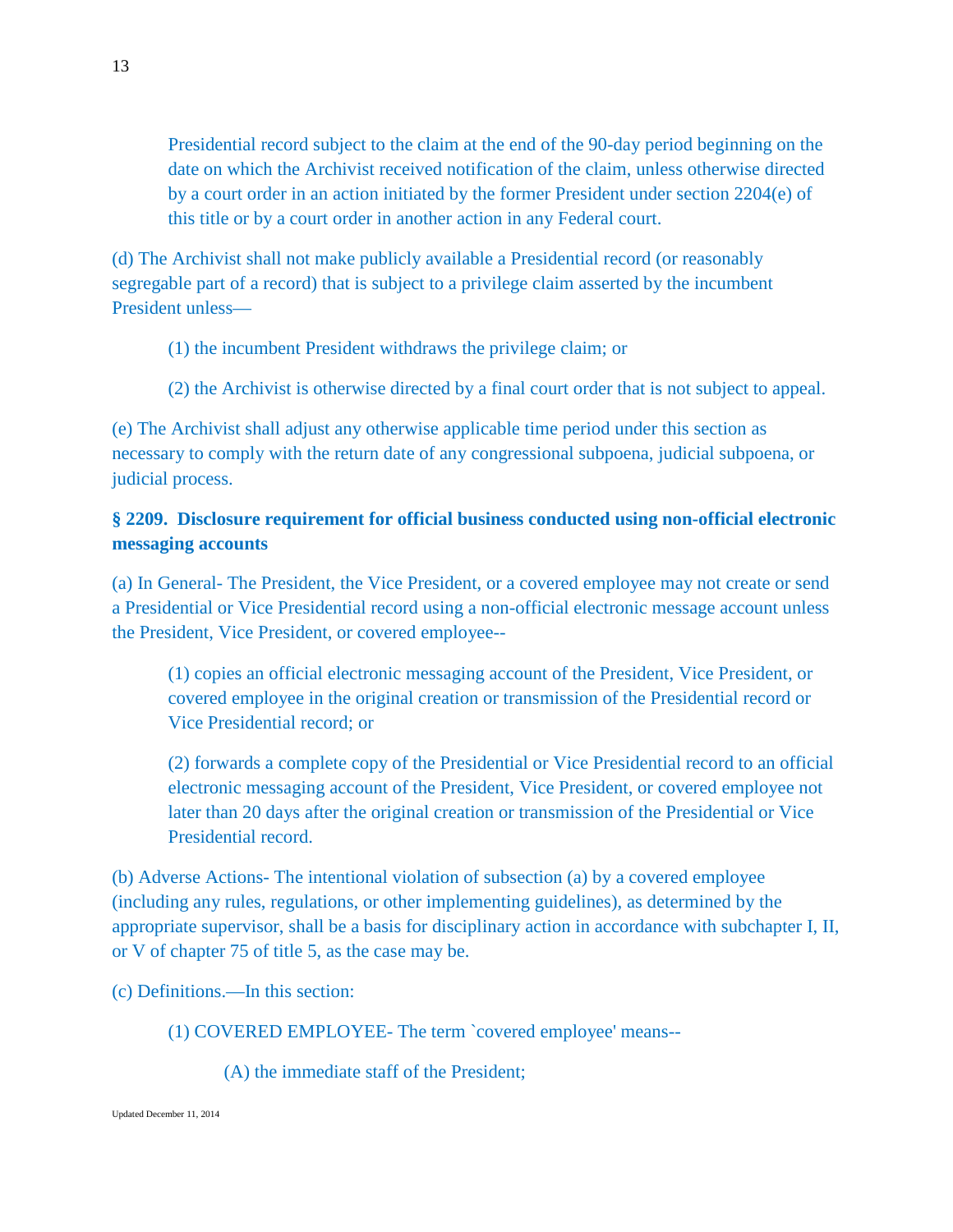Presidential record subject to the claim at the end of the 90-day period beginning on the date on which the Archivist received notification of the claim, unless otherwise directed by a court order in an action initiated by the former President under section 2204(e) of this title or by a court order in another action in any Federal court.

(d) The Archivist shall not make publicly available a Presidential record (or reasonably segregable part of a record) that is subject to a privilege claim asserted by the incumbent President unless—

(1) the incumbent President withdraws the privilege claim; or

(2) the Archivist is otherwise directed by a final court order that is not subject to appeal.

(e) The Archivist shall adjust any otherwise applicable time period under this section as necessary to comply with the return date of any congressional subpoena, judicial subpoena, or judicial process.

**§ 2209. Disclosure requirement for official business conducted using non-official electronic messaging accounts**

(a) In General- The President, the Vice President, or a covered employee may not create or send a Presidential or Vice Presidential record using a non-official electronic message account unless the President, Vice President, or covered employee--

(1) copies an official electronic messaging account of the President, Vice President, or covered employee in the original creation or transmission of the Presidential record or Vice Presidential record; or

(2) forwards a complete copy of the Presidential or Vice Presidential record to an official electronic messaging account of the President, Vice President, or covered employee not later than 20 days after the original creation or transmission of the Presidential or Vice Presidential record.

(b) Adverse Actions- The intentional violation of subsection (a) by a covered employee (including any rules, regulations, or other implementing guidelines), as determined by the appropriate supervisor, shall be a basis for disciplinary action in accordance with subchapter I, II, or V of chapter 75 of title 5, as the case may be.

(c) Definitions.—In this section:

(1) COVERED EMPLOYEE- The term `covered employee' means--

(A) the immediate staff of the President;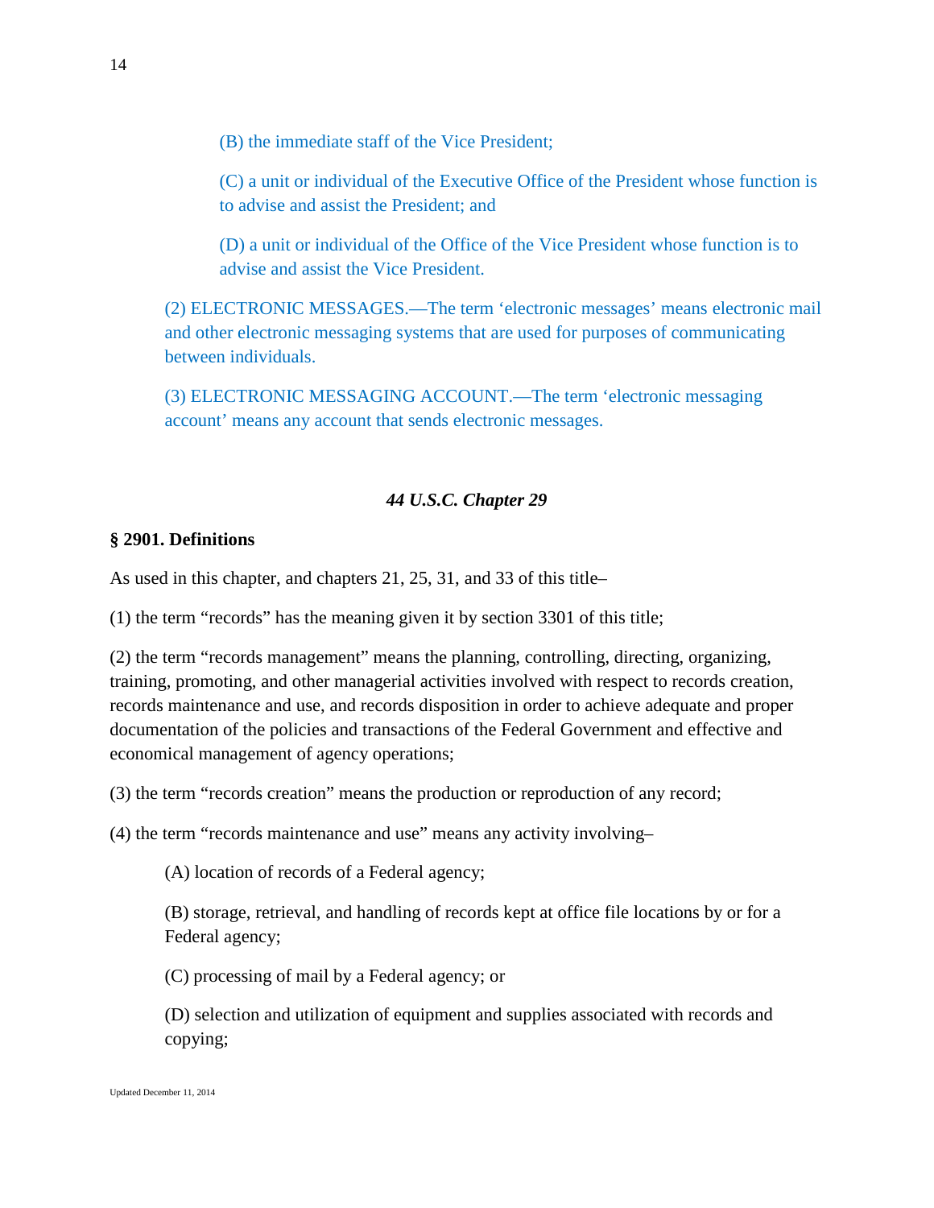(B) the immediate staff of the Vice President;

(C) a unit or individual of the Executive Office of the President whose function is to advise and assist the President; and

(D) a unit or individual of the Office of the Vice President whose function is to advise and assist the Vice President.

(2) ELECTRONIC MESSAGES.—The term ‘electronic messages’ means electronic mail and other electronic messaging systems that are used for purposes of communicating between individuals.

(3) ELECTRONIC MESSAGING ACCOUNT.—The term ‘electronic messaging account’ means any account that sends electronic messages.

***44 U.S.C. Chapter 29***

**§ 2901. Definitions**

As used in this chapter, and chapters 21, 25, 31, and 33 of this title–

(1) the term “records” has the meaning given it by section 3301 of this title;

(2) the term “records management” means the planning, controlling, directing, organizing, training, promoting, and other managerial activities involved with respect to records creation, records maintenance and use, and records disposition in order to achieve adequate and proper documentation of the policies and transactions of the Federal Government and effective and economical management of agency operations;

(3) the term “records creation” means the production or reproduction of any record;

(4) the term “records maintenance and use” means any activity involving–

(A) location of records of a Federal agency;

(B) storage, retrieval, and handling of records kept at office file locations by or for a Federal agency;

(C) processing of mail by a Federal agency; or

(D) selection and utilization of equipment and supplies associated with records and copying;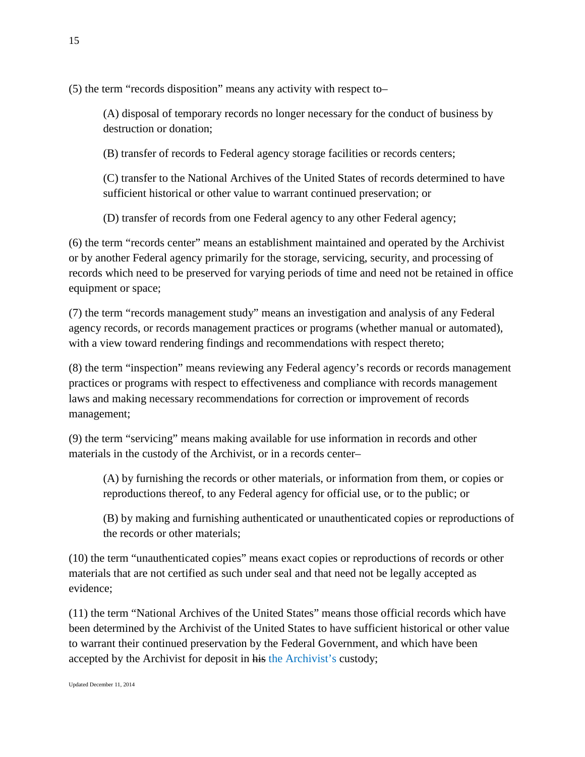(5) the term “records disposition” means any activity with respect to–

> (A) disposal of temporary records no longer necessary for the conduct of business by destruction or donation;
>
> (B) transfer of records to Federal agency storage facilities or records centers;
>
> (C) transfer to the National Archives of the United States of records determined to have sufficient historical or other value to warrant continued preservation; or
>
> (D) transfer of records from one Federal agency to any other Federal agency;

(6) the term “records center” means an establishment maintained and operated by the Archivist or by another Federal agency primarily for the storage, servicing, security, and processing of records which need to be preserved for varying periods of time and need not be retained in office equipment or space;

(7) the term “records management study” means an investigation and analysis of any Federal agency records, or records management practices or programs (whether manual or automated), with a view toward rendering findings and recommendations with respect thereto;

(8) the term “inspection” means reviewing any Federal agency’s records or records management practices or programs with respect to effectiveness and compliance with records management laws and making necessary recommendations for correction or improvement of records management;

(9) the term “servicing” means making available for use information in records and other materials in the custody of the Archivist, or in a records center–

> (A) by furnishing the records or other materials, or information from them, or copies or reproductions thereof, to any Federal agency for official use, or to the public; or
>
> (B) by making and furnishing authenticated or unauthenticated copies or reproductions of the records or other materials;

(10) the term “unauthenticated copies” means exact copies or reproductions of records or other materials that are not certified as such under seal and that need not be legally accepted as evidence;

(11) the term “National Archives of the United States” means those official records which have been determined by the Archivist of the United States to have sufficient historical or other value to warrant their continued preservation by the Federal Government, and which have been accepted by the Archivist for deposit in ~~his~~ the Archivist’s custody;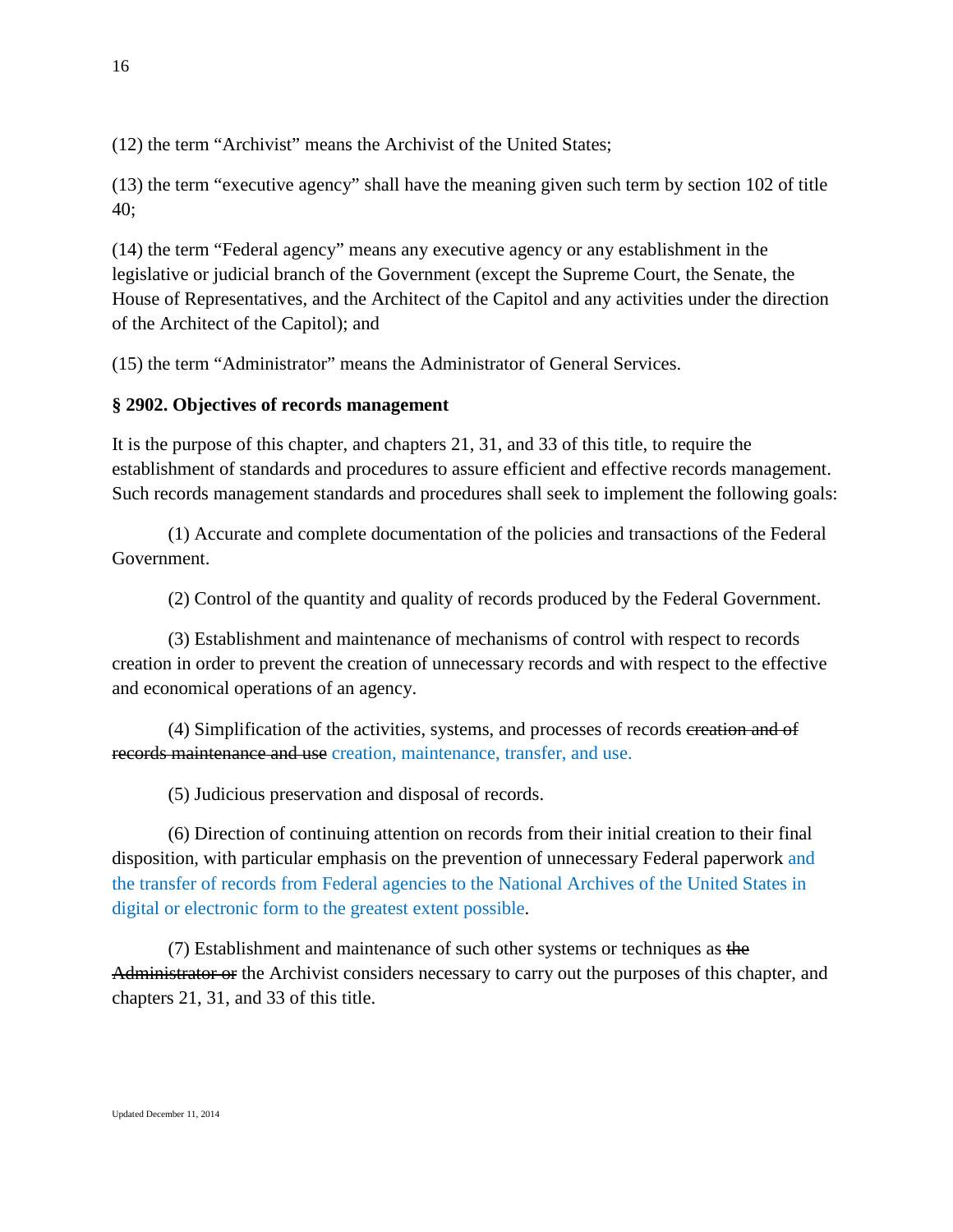(12) the term “Archivist” means the Archivist of the United States;

(13) the term “executive agency” shall have the meaning given such term by section 102 of title 40;

(14) the term “Federal agency” means any executive agency or any establishment in the legislative or judicial branch of the Government (except the Supreme Court, the Senate, the House of Representatives, and the Architect of the Capitol and any activities under the direction of the Architect of the Capitol); and

(15) the term “Administrator” means the Administrator of General Services.

**§ 2902. Objectives of records management**

It is the purpose of this chapter, and chapters 21, 31, and 33 of this title, to require the establishment of standards and procedures to assure efficient and effective records management. Such records management standards and procedures shall seek to implement the following goals:

(1) Accurate and complete documentation of the policies and transactions of the Federal Government.

(2) Control of the quantity and quality of records produced by the Federal Government.

(3) Establishment and maintenance of mechanisms of control with respect to records creation in order to prevent the creation of unnecessary records and with respect to the effective and economical operations of an agency.

(4) Simplification of the activities, systems, and processes of records ~~creation and of records maintenance and use~~ creation, maintenance, transfer, and use.

(5) Judicious preservation and disposal of records.

(6) Direction of continuing attention on records from their initial creation to their final disposition, with particular emphasis on the prevention of unnecessary Federal paperwork and the transfer of records from Federal agencies to the National Archives of the United States in digital or electronic form to the greatest extent possible.

(7) Establishment and maintenance of such other systems or techniques as ~~the Administrator or~~ the Archivist considers necessary to carry out the purposes of this chapter, and chapters 21, 31, and 33 of this title.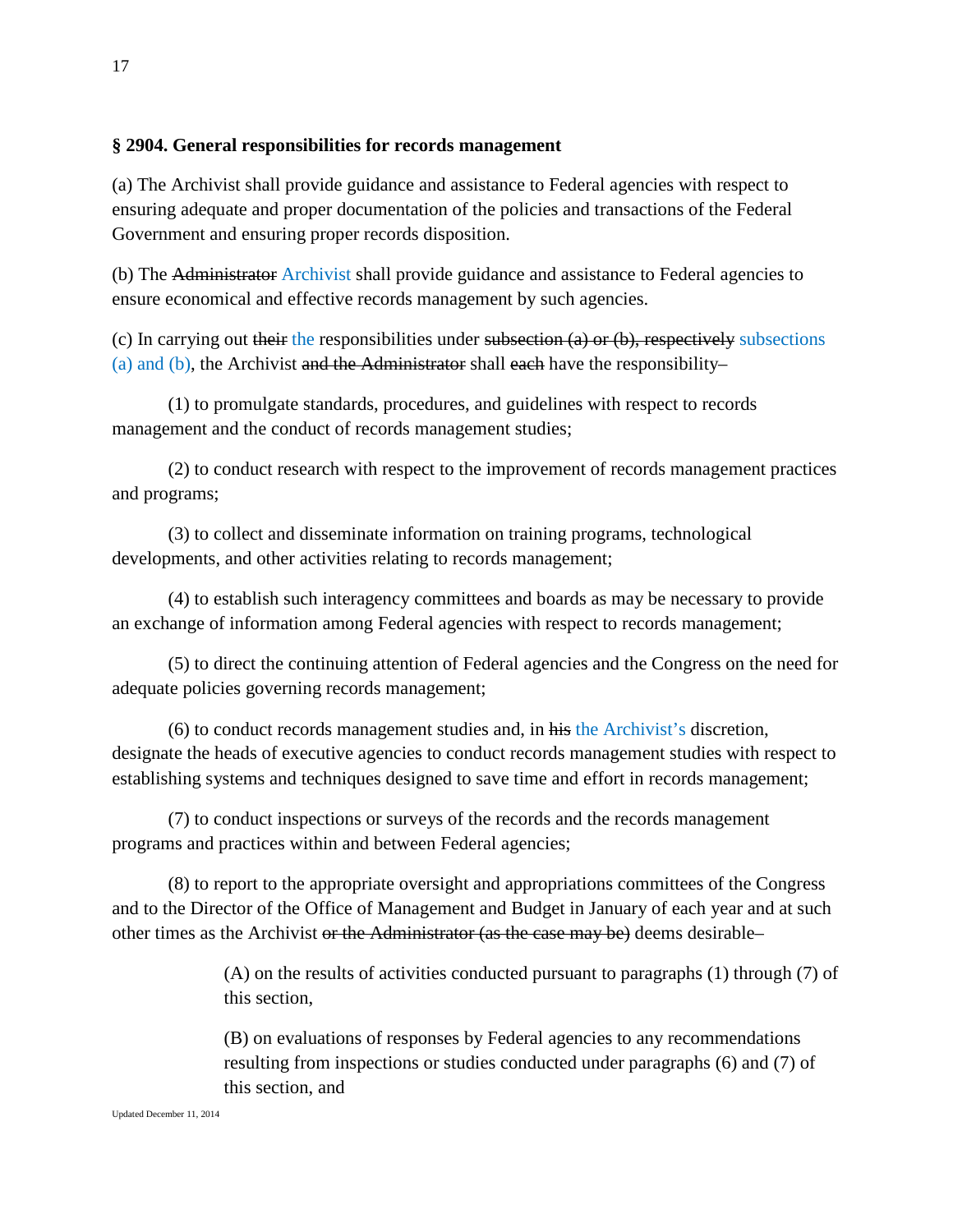**§ 2904. General responsibilities for records management**

(a) The Archivist shall provide guidance and assistance to Federal agencies with respect to ensuring adequate and proper documentation of the policies and transactions of the Federal Government and ensuring proper records disposition.

(b) The ~~Administrator~~ Archivist shall provide guidance and assistance to Federal agencies to ensure economical and effective records management by such agencies.

(c) In carrying out ~~their~~ the responsibilities under ~~subsection (a) or (b), respectively~~ subsections (a) and (b), the Archivist ~~and the Administrator~~ shall ~~each~~ have the responsibility–

(1) to promulgate standards, procedures, and guidelines with respect to records management and the conduct of records management studies;

(2) to conduct research with respect to the improvement of records management practices and programs;

(3) to collect and disseminate information on training programs, technological developments, and other activities relating to records management;

(4) to establish such interagency committees and boards as may be necessary to provide an exchange of information among Federal agencies with respect to records management;

(5) to direct the continuing attention of Federal agencies and the Congress on the need for adequate policies governing records management;

(6) to conduct records management studies and, in ~~his~~ the Archivist's discretion, designate the heads of executive agencies to conduct records management studies with respect to establishing systems and techniques designed to save time and effort in records management;

(7) to conduct inspections or surveys of the records and the records management programs and practices within and between Federal agencies;

(8) to report to the appropriate oversight and appropriations committees of the Congress and to the Director of the Office of Management and Budget in January of each year and at such other times as the Archivist ~~or the Administrator (as the case may be)~~ deems desirable–

(A) on the results of activities conducted pursuant to paragraphs (1) through (7) of this section,

(B) on evaluations of responses by Federal agencies to any recommendations resulting from inspections or studies conducted under paragraphs (6) and (7) of this section, and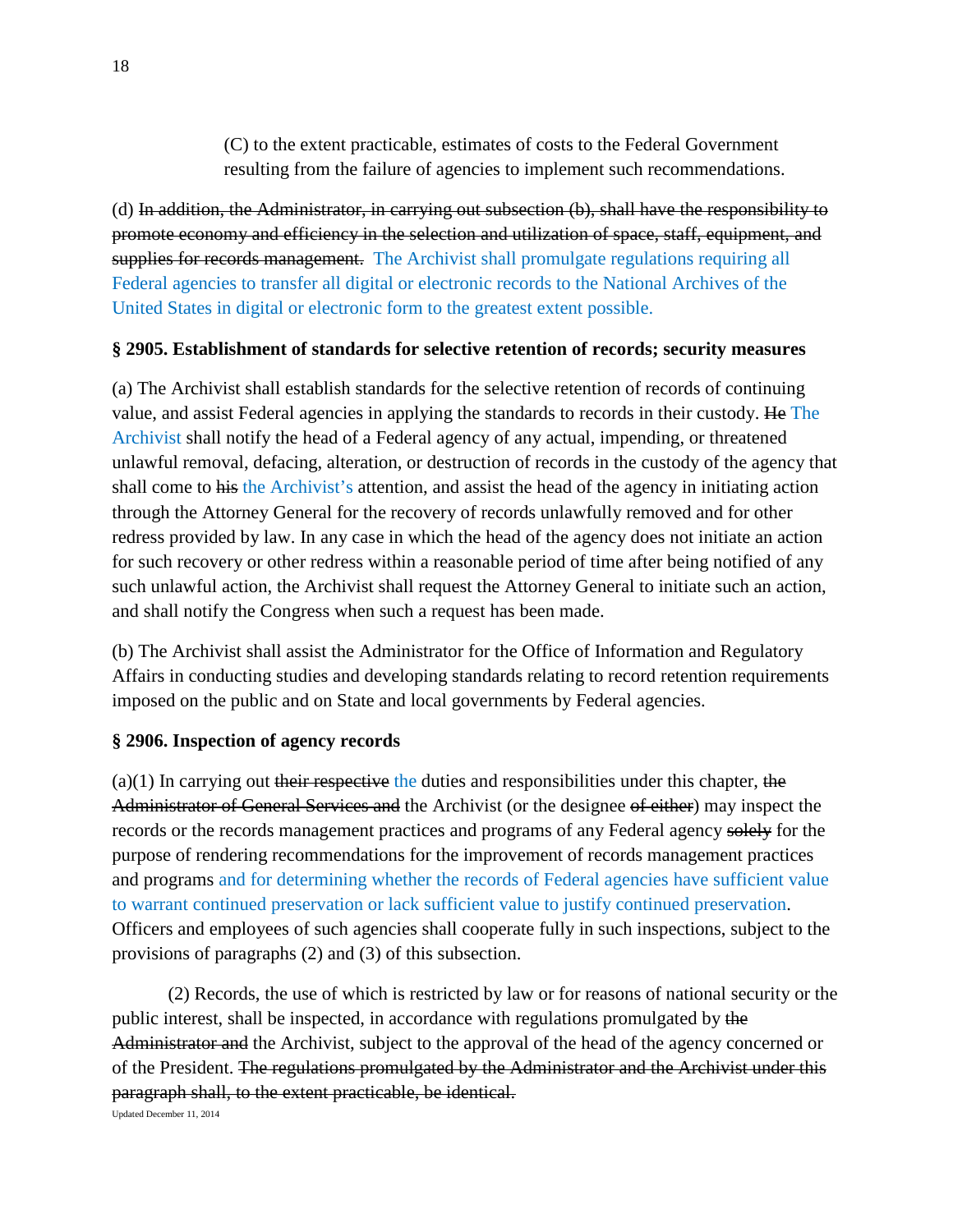(C) to the extent practicable, estimates of costs to the Federal Government resulting from the failure of agencies to implement such recommendations.

(d) ~~In addition, the Administrator, in carrying out subsection (b), shall have the responsibility to promote economy and efficiency in the selection and utilization of space, staff, equipment, and supplies for records management.~~ The Archivist shall promulgate regulations requiring all Federal agencies to transfer all digital or electronic records to the National Archives of the United States in digital or electronic form to the greatest extent possible.

**§ 2905. Establishment of standards for selective retention of records; security measures**

(a) The Archivist shall establish standards for the selective retention of records of continuing value, and assist Federal agencies in applying the standards to records in their custody. ~~He~~ The Archivist shall notify the head of a Federal agency of any actual, impending, or threatened unlawful removal, defacing, alteration, or destruction of records in the custody of the agency that shall come to ~~his~~ the Archivist's attention, and assist the head of the agency in initiating action through the Attorney General for the recovery of records unlawfully removed and for other redress provided by law. In any case in which the head of the agency does not initiate an action for such recovery or other redress within a reasonable period of time after being notified of any such unlawful action, the Archivist shall request the Attorney General to initiate such an action, and shall notify the Congress when such a request has been made.

(b) The Archivist shall assist the Administrator for the Office of Information and Regulatory Affairs in conducting studies and developing standards relating to record retention requirements imposed on the public and on State and local governments by Federal agencies.

**§ 2906. Inspection of agency records**

(a)(1) In carrying out ~~their respective~~ the duties and responsibilities under this chapter, ~~the Administrator of General Services and~~ the Archivist (or the designee ~~of either~~) may inspect the records or the records management practices and programs of any Federal agency ~~solely~~ for the purpose of rendering recommendations for the improvement of records management practices and programs and for determining whether the records of Federal agencies have sufficient value to warrant continued preservation or lack sufficient value to justify continued preservation. Officers and employees of such agencies shall cooperate fully in such inspections, subject to the provisions of paragraphs (2) and (3) of this subsection.

(2) Records, the use of which is restricted by law or for reasons of national security or the public interest, shall be inspected, in accordance with regulations promulgated by ~~the Administrator and~~ the Archivist, subject to the approval of the head of the agency concerned or of the President. ~~The regulations promulgated by the Administrator and the Archivist under this paragraph shall, to the extent practicable, be identical.~~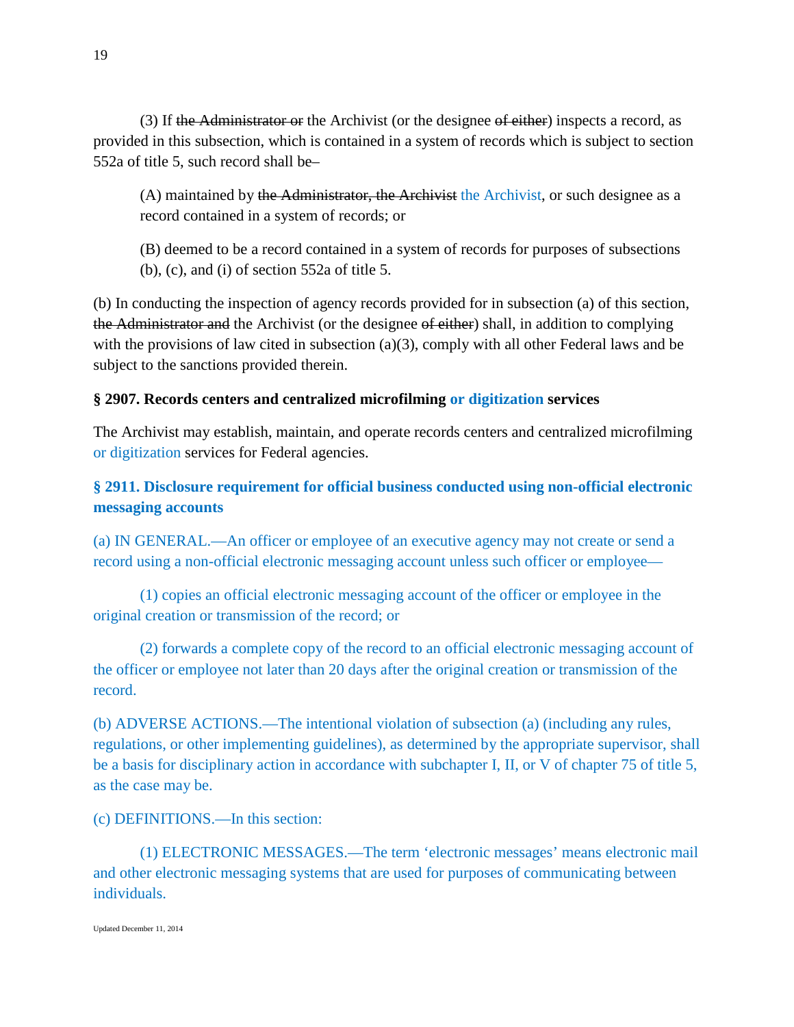(3) If ~~the Administrator or~~ the Archivist (or the designee ~~of either~~) inspects a record, as provided in this subsection, which is contained in a system of records which is subject to section 552a of title 5, such record shall be–

(A) maintained by ~~the Administrator, the Archivist~~ the Archivist, or such designee as a record contained in a system of records; or

(B) deemed to be a record contained in a system of records for purposes of subsections (b), (c), and (i) of section 552a of title 5.

(b) In conducting the inspection of agency records provided for in subsection (a) of this section, ~~the Administrator and~~ the Archivist (or the designee ~~of either~~) shall, in addition to complying with the provisions of law cited in subsection (a)(3), comply with all other Federal laws and be subject to the sanctions provided therein.

**§ 2907. Records centers and centralized microfilming or digitization services**

The Archivist may establish, maintain, and operate records centers and centralized microfilming or digitization services for Federal agencies.

**§ 2911. Disclosure requirement for official business conducted using non-official electronic messaging accounts**

(a) IN GENERAL.—An officer or employee of an executive agency may not create or send a record using a non-official electronic messaging account unless such officer or employee—

(1) copies an official electronic messaging account of the officer or employee in the original creation or transmission of the record; or

(2) forwards a complete copy of the record to an official electronic messaging account of the officer or employee not later than 20 days after the original creation or transmission of the record.

(b) ADVERSE ACTIONS.—The intentional violation of subsection (a) (including any rules, regulations, or other implementing guidelines), as determined by the appropriate supervisor, shall be a basis for disciplinary action in accordance with subchapter I, II, or V of chapter 75 of title 5, as the case may be.

(c) DEFINITIONS.—In this section:

(1) ELECTRONIC MESSAGES.—The term 'electronic messages' means electronic mail and other electronic messaging systems that are used for purposes of communicating between individuals.

Updated December 11, 2014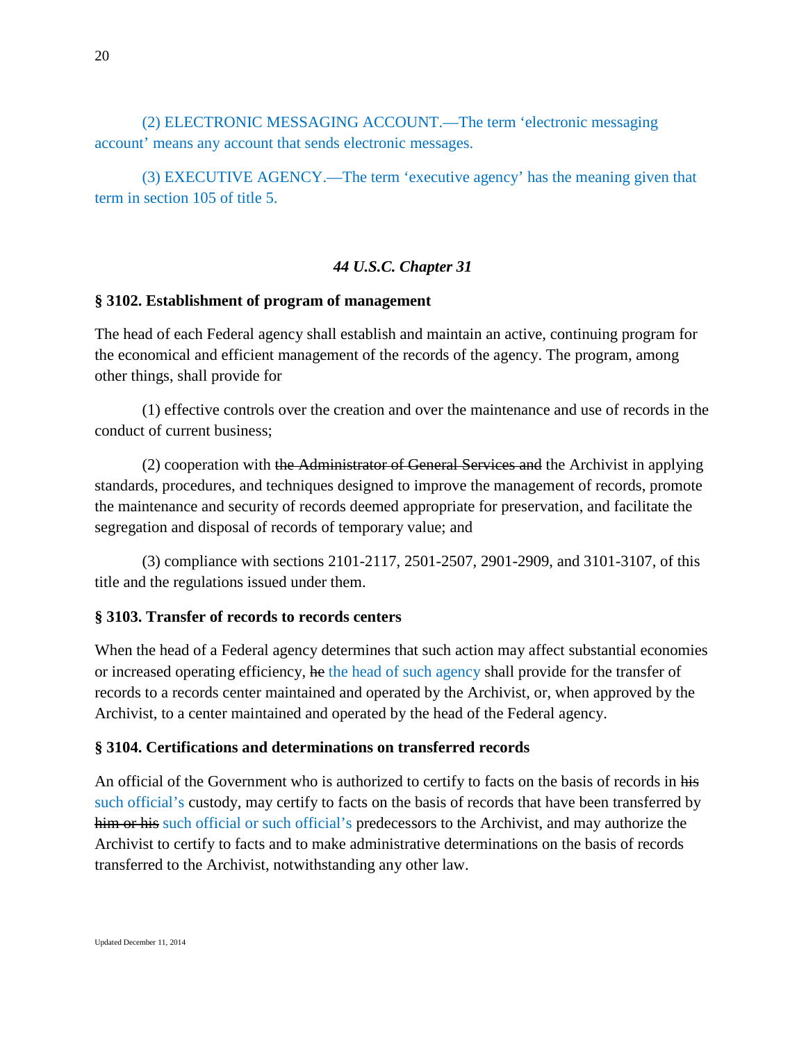(2) ELECTRONIC MESSAGING ACCOUNT.—The term 'electronic messaging account' means any account that sends electronic messages.

(3) EXECUTIVE AGENCY.—The term 'executive agency' has the meaning given that term in section 105 of title 5.

### *44 U.S.C. Chapter 31*

**§ 3102. Establishment of program of management**

The head of each Federal agency shall establish and maintain an active, continuing program for the economical and efficient management of the records of the agency. The program, among other things, shall provide for

(1) effective controls over the creation and over the maintenance and use of records in the conduct of current business;

(2) cooperation with ~~the Administrator of General Services and~~ the Archivist in applying standards, procedures, and techniques designed to improve the management of records, promote the maintenance and security of records deemed appropriate for preservation, and facilitate the segregation and disposal of records of temporary value; and

(3) compliance with sections 2101-2117, 2501-2507, 2901-2909, and 3101-3107, of this title and the regulations issued under them.

**§ 3103. Transfer of records to records centers**

When the head of a Federal agency determines that such action may affect substantial economies or increased operating efficiency, ~~he~~ the head of such agency shall provide for the transfer of records to a records center maintained and operated by the Archivist, or, when approved by the Archivist, to a center maintained and operated by the head of the Federal agency.

**§ 3104. Certifications and determinations on transferred records**

An official of the Government who is authorized to certify to facts on the basis of records in ~~his~~ such official's custody, may certify to facts on the basis of records that have been transferred by ~~him or his~~ such official or such official's predecessors to the Archivist, and may authorize the Archivist to certify to facts and to make administrative determinations on the basis of records transferred to the Archivist, notwithstanding any other law.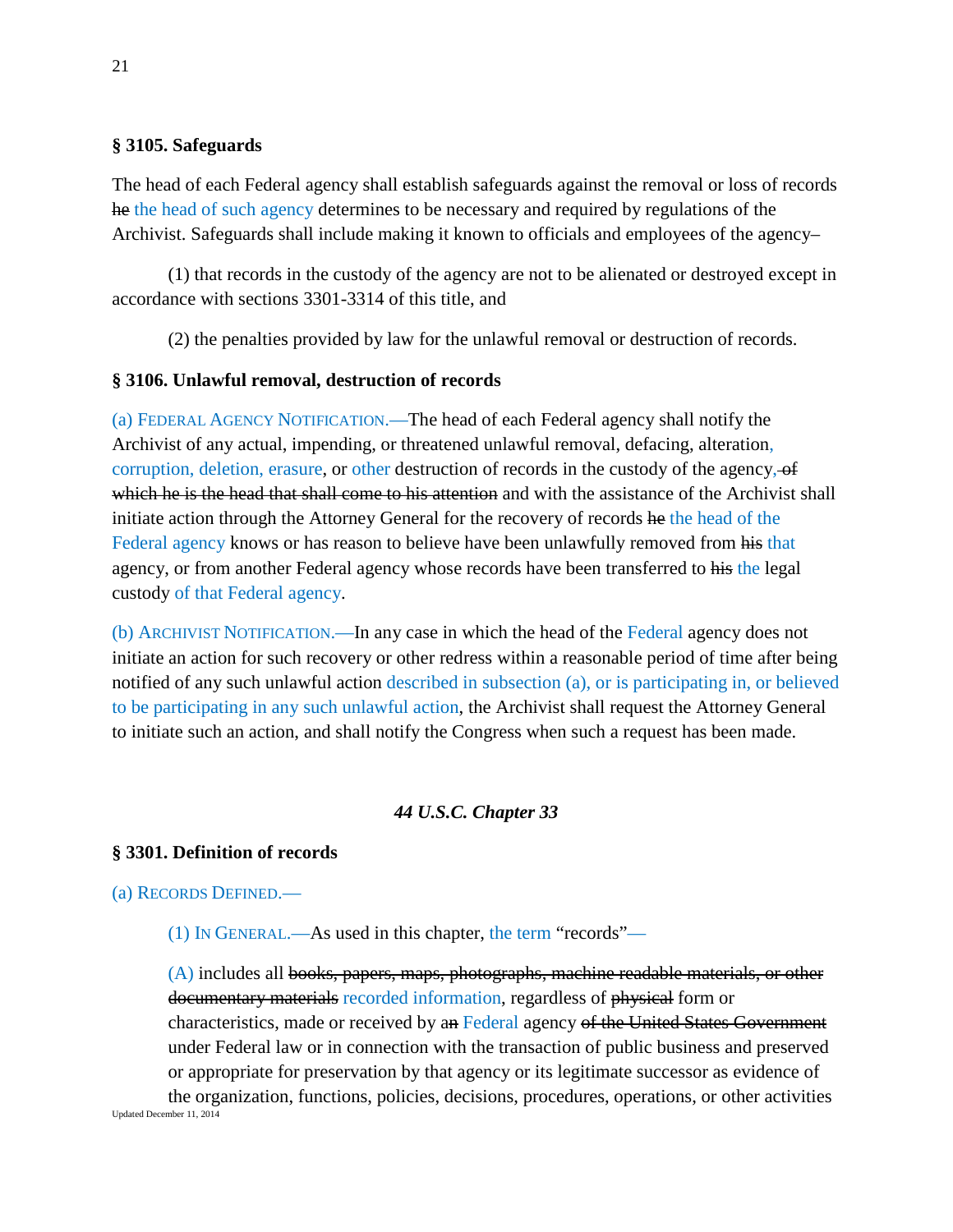**§ 3105. Safeguards**

The head of each Federal agency shall establish safeguards against the removal or loss of records ~~he~~ the head of such agency determines to be necessary and required by regulations of the Archivist. Safeguards shall include making it known to officials and employees of the agency–

(1) that records in the custody of the agency are not to be alienated or destroyed except in accordance with sections 3301-3314 of this title, and

(2) the penalties provided by law for the unlawful removal or destruction of records.

**§ 3106. Unlawful removal, destruction of records**

(a) FEDERAL AGENCY NOTIFICATION.—The head of each Federal agency shall notify the Archivist of any actual, impending, or threatened unlawful removal, defacing, alteration, corruption, deletion, erasure, or other destruction of records in the custody of the agency, ~~of which he is the head that shall come to his attention~~ and with the assistance of the Archivist shall initiate action through the Attorney General for the recovery of records ~~he~~ the head of the Federal agency knows or has reason to believe have been unlawfully removed from ~~his~~ that agency, or from another Federal agency whose records have been transferred to ~~his~~ the legal custody of that Federal agency.

(b) ARCHIVIST NOTIFICATION.—In any case in which the head of the Federal agency does not initiate an action for such recovery or other redress within a reasonable period of time after being notified of any such unlawful action described in subsection (a), or is participating in, or believed to be participating in any such unlawful action, the Archivist shall request the Attorney General to initiate such an action, and shall notify the Congress when such a request has been made.

***44 U.S.C. Chapter 33***

**§ 3301. Definition of records**

(a) RECORDS DEFINED.—

(1) IN GENERAL.—As used in this chapter, the term "records"—

(A) includes all ~~books, papers, maps, photographs, machine readable materials, or other documentary materials~~ recorded information, regardless of ~~physical~~ form or characteristics, made or received by a~~n~~ Federal agency ~~of the United States Government~~ under Federal law or in connection with the transaction of public business and preserved or appropriate for preservation by that agency or its legitimate successor as evidence of the organization, functions, policies, decisions, procedures, operations, or other activities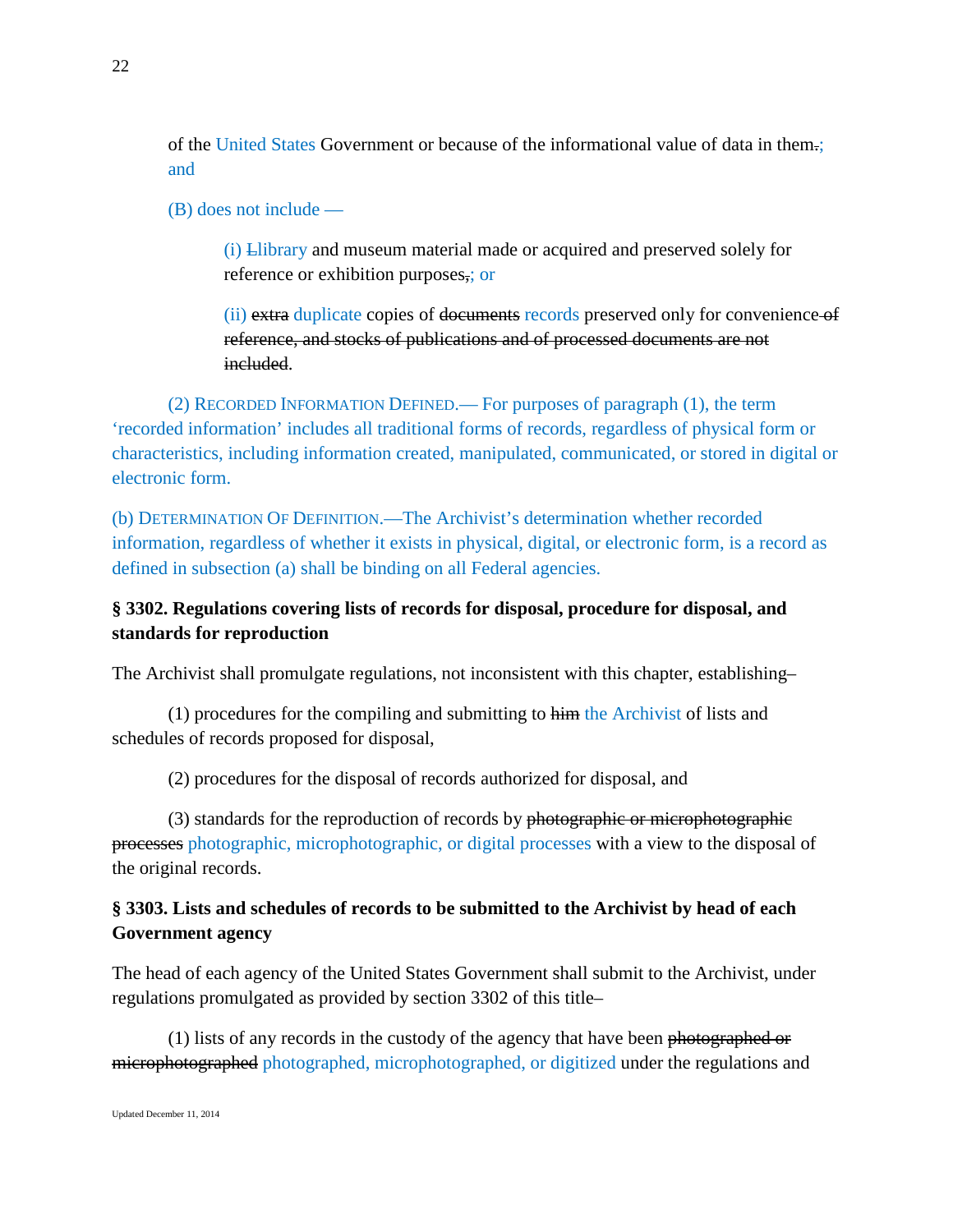of the United States Government or because of the informational value of data in them.; and

(B) does not include —

(i) Llibrary and museum material made or acquired and preserved solely for reference or exhibition purposes,; or

(ii) ~~extra~~ duplicate copies of ~~documents~~ records preserved only for convenience ~~of reference, and stocks of publications and of processed documents are not included~~.

(2) RECORDED INFORMATION DEFINED.— For purposes of paragraph (1), the term 'recorded information' includes all traditional forms of records, regardless of physical form or characteristics, including information created, manipulated, communicated, or stored in digital or electronic form.

(b) DETERMINATION OF DEFINITION.—The Archivist's determination whether recorded information, regardless of whether it exists in physical, digital, or electronic form, is a record as defined in subsection (a) shall be binding on all Federal agencies.

**§ 3302. Regulations covering lists of records for disposal, procedure for disposal, and standards for reproduction**

The Archivist shall promulgate regulations, not inconsistent with this chapter, establishing–

(1) procedures for the compiling and submitting to ~~him~~ the Archivist of lists and schedules of records proposed for disposal,

(2) procedures for the disposal of records authorized for disposal, and

(3) standards for the reproduction of records by ~~photographic or microphotographic processes~~ photographic, microphotographic, or digital processes with a view to the disposal of the original records.

**§ 3303. Lists and schedules of records to be submitted to the Archivist by head of each Government agency**

The head of each agency of the United States Government shall submit to the Archivist, under regulations promulgated as provided by section 3302 of this title–

(1) lists of any records in the custody of the agency that have been ~~photographed or microphotographed~~ photographed, microphotographed, or digitized under the regulations and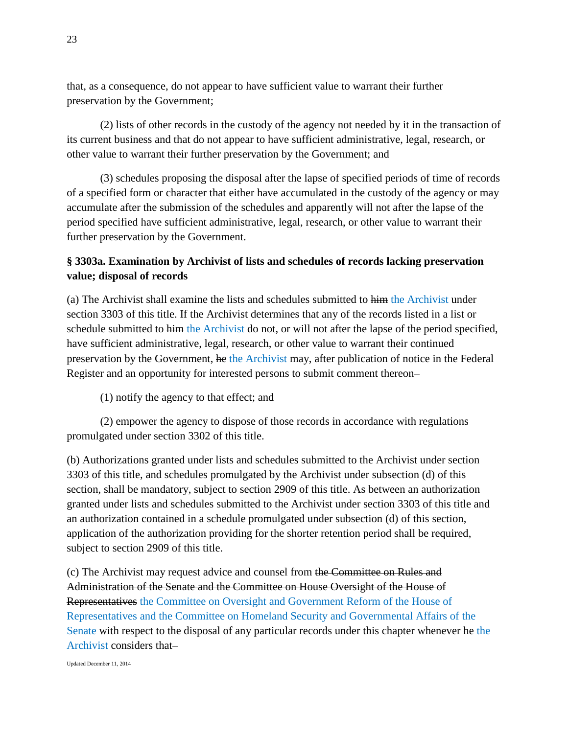that, as a consequence, do not appear to have sufficient value to warrant their further preservation by the Government;

(2) lists of other records in the custody of the agency not needed by it in the transaction of its current business and that do not appear to have sufficient administrative, legal, research, or other value to warrant their further preservation by the Government; and

(3) schedules proposing the disposal after the lapse of specified periods of time of records of a specified form or character that either have accumulated in the custody of the agency or may accumulate after the submission of the schedules and apparently will not after the lapse of the period specified have sufficient administrative, legal, research, or other value to warrant their further preservation by the Government.

**§ 3303a. Examination by Archivist of lists and schedules of records lacking preservation value; disposal of records**

(a) The Archivist shall examine the lists and schedules submitted to ~~him~~ the Archivist under section 3303 of this title. If the Archivist determines that any of the records listed in a list or schedule submitted to ~~him~~ the Archivist do not, or will not after the lapse of the period specified, have sufficient administrative, legal, research, or other value to warrant their continued preservation by the Government, ~~he~~ the Archivist may, after publication of notice in the Federal Register and an opportunity for interested persons to submit comment thereon–

(1) notify the agency to that effect; and

(2) empower the agency to dispose of those records in accordance with regulations promulgated under section 3302 of this title.

(b) Authorizations granted under lists and schedules submitted to the Archivist under section 3303 of this title, and schedules promulgated by the Archivist under subsection (d) of this section, shall be mandatory, subject to section 2909 of this title. As between an authorization granted under lists and schedules submitted to the Archivist under section 3303 of this title and an authorization contained in a schedule promulgated under subsection (d) of this section, application of the authorization providing for the shorter retention period shall be required, subject to section 2909 of this title.

(c) The Archivist may request advice and counsel from ~~the Committee on Rules and Administration of the Senate and the Committee on House Oversight of the House of Representatives~~ the Committee on Oversight and Government Reform of the House of Representatives and the Committee on Homeland Security and Governmental Affairs of the Senate with respect to the disposal of any particular records under this chapter whenever ~~he~~ the Archivist considers that–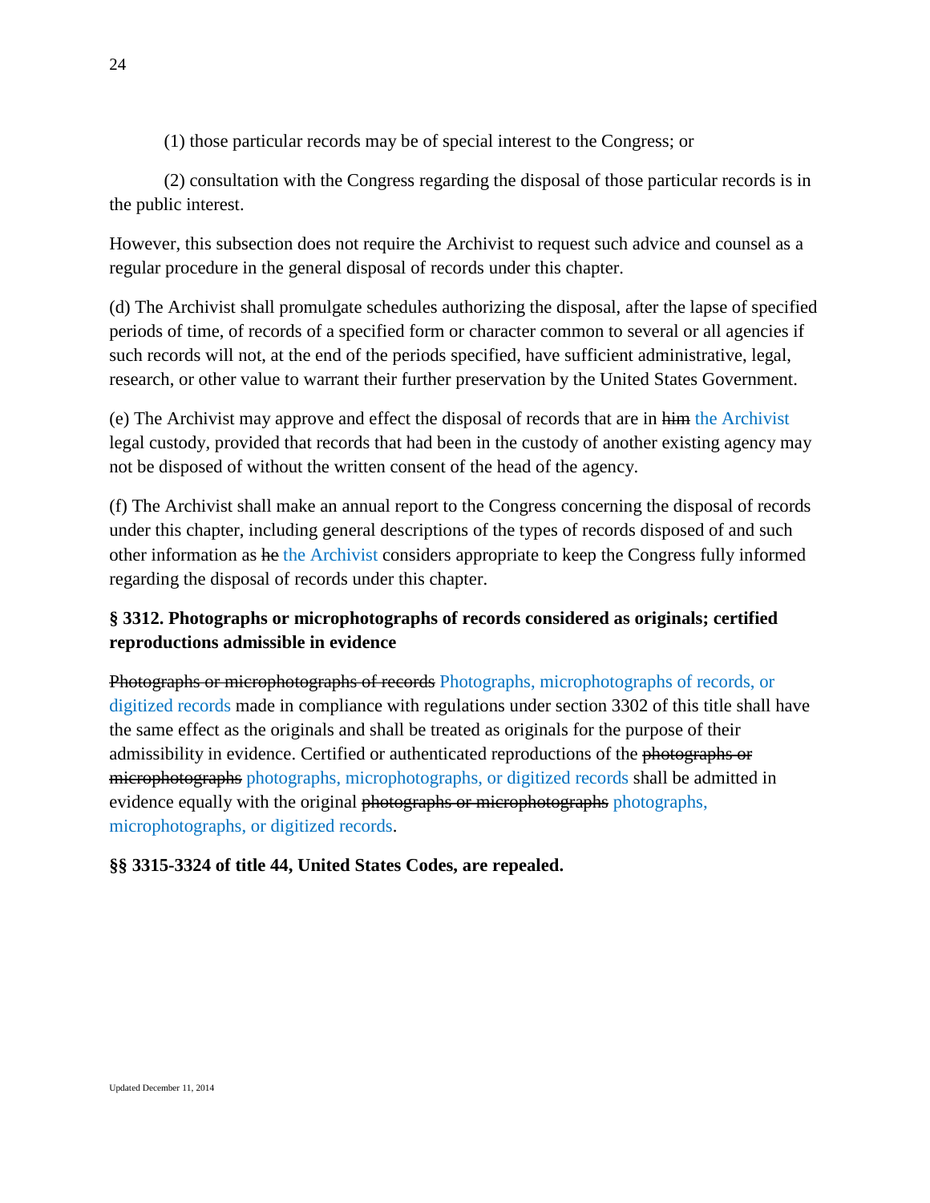(1) those particular records may be of special interest to the Congress; or

(2) consultation with the Congress regarding the disposal of those particular records is in the public interest.

However, this subsection does not require the Archivist to request such advice and counsel as a regular procedure in the general disposal of records under this chapter.

(d) The Archivist shall promulgate schedules authorizing the disposal, after the lapse of specified periods of time, of records of a specified form or character common to several or all agencies if such records will not, at the end of the periods specified, have sufficient administrative, legal, research, or other value to warrant their further preservation by the United States Government.

(e) The Archivist may approve and effect the disposal of records that are in ~~him~~ the Archivist legal custody, provided that records that had been in the custody of another existing agency may not be disposed of without the written consent of the head of the agency.

(f) The Archivist shall make an annual report to the Congress concerning the disposal of records under this chapter, including general descriptions of the types of records disposed of and such other information as ~~he~~ the Archivist considers appropriate to keep the Congress fully informed regarding the disposal of records under this chapter.

**§ 3312. Photographs or microphotographs of records considered as originals; certified reproductions admissible in evidence**

~~Photographs or microphotographs of records~~ Photographs, microphotographs of records, or digitized records made in compliance with regulations under section 3302 of this title shall have the same effect as the originals and shall be treated as originals for the purpose of their admissibility in evidence. Certified or authenticated reproductions of the ~~photographs or microphotographs~~ photographs, microphotographs, or digitized records shall be admitted in evidence equally with the original ~~photographs or microphotographs~~ photographs, microphotographs, or digitized records.

**§§ 3315-3324 of title 44, United States Codes, are repealed.**